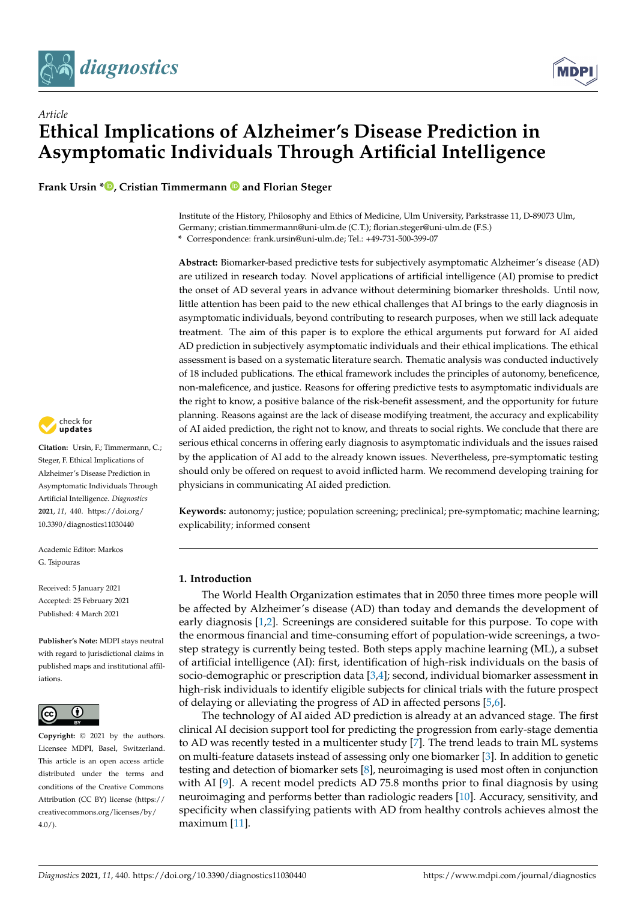*Article*

# Ethical Implications of Alzheimer's Disease Prediction in Asymptomatic Individuals Through Artificial Intelligence

**Frank Ursin \*, Cristian Timmermann and Florian Steger**

Institute of the History, Philosophy and Ethics of Medicine, Ulm University, Parkstrasse 11, D-89073 Ulm, Germany; cristian.timmermann@uni-ulm.de (C.T.); florian.steger@uni-ulm.de (F.S.)
\* Correspondence: frank.ursin@uni-ulm.de; Tel.: +49-731-500-399-07

**Abstract:** Biomarker-based predictive tests for subjectively asymptomatic Alzheimer's disease (AD) are utilized in research today. Novel applications of artificial intelligence (AI) promise to predict the onset of AD several years in advance without determining biomarker thresholds. Until now, little attention has been paid to the new ethical challenges that AI brings to the early diagnosis in asymptomatic individuals, beyond contributing to research purposes, when we still lack adequate treatment. The aim of this paper is to explore the ethical arguments put forward for AI aided AD prediction in subjectively asymptomatic individuals and their ethical implications. The ethical assessment is based on a systematic literature search. Thematic analysis was conducted inductively of 18 included publications. The ethical framework includes the principles of autonomy, beneficence, non-maleficence, and justice. Reasons for offering predictive tests to asymptomatic individuals are the right to know, a positive balance of the risk-benefit assessment, and the opportunity for future planning. Reasons against are the lack of disease modifying treatment, the accuracy and explicability of AI aided prediction, the right not to know, and threats to social rights. We conclude that there are serious ethical concerns in offering early diagnosis to asymptomatic individuals and the issues raised by the application of AI add to the already known issues. Nevertheless, pre-symptomatic testing should only be offered on request to avoid inflicted harm. We recommend developing training for physicians in communicating AI aided prediction.

**Keywords:** autonomy; justice; population screening; preclinical; pre-symptomatic; machine learning; explicability; informed consent

**Citation:** Ursin, F.; Timmermann, C.; Steger, F. Ethical Implications of Alzheimer's Disease Prediction in Asymptomatic Individuals Through Artificial Intelligence. *Diagnostics* **2021**, *11*, 440. https://doi.org/10.3390/diagnostics11030440

Academic Editor: Markos G. Tsipouras

Received: 5 January 2021
Accepted: 25 February 2021
Published: 4 March 2021

**Publisher's Note:** MDPI stays neutral with regard to jurisdictional claims in published maps and institutional affiliations.

**Copyright:** © 2021 by the authors. Licensee MDPI, Basel, Switzerland. This article is an open access article distributed under the terms and conditions of the Creative Commons Attribution (CC BY) license (https://creativecommons.org/licenses/by/4.0/).

## 1. Introduction

The World Health Organization estimates that in 2050 three times more people will be affected by Alzheimer's disease (AD) than today and demands the development of early diagnosis [1,2]. Screenings are considered suitable for this purpose. To cope with the enormous financial and time-consuming effort of population-wide screenings, a two-step strategy is currently being tested. Both steps apply machine learning (ML), a subset of artificial intelligence (AI): first, identification of high-risk individuals on the basis of socio-demographic or prescription data [3,4]; second, individual biomarker assessment in high-risk individuals to identify eligible subjects for clinical trials with the future prospect of delaying or alleviating the progress of AD in affected persons [5,6].

The technology of AI aided AD prediction is already at an advanced stage. The first clinical AI decision support tool for predicting the progression from early-stage dementia to AD was recently tested in a multicenter study [7]. The trend leads to train ML systems on multi-feature datasets instead of assessing only one biomarker [3]. In addition to genetic testing and detection of biomarker sets [8], neuroimaging is used most often in conjunction with AI [9]. A recent model predicts AD 75.8 months prior to final diagnosis by using neuroimaging and performs better than radiologic readers [10]. Accuracy, sensitivity, and specificity when classifying patients with AD from healthy controls achieves almost the maximum [11].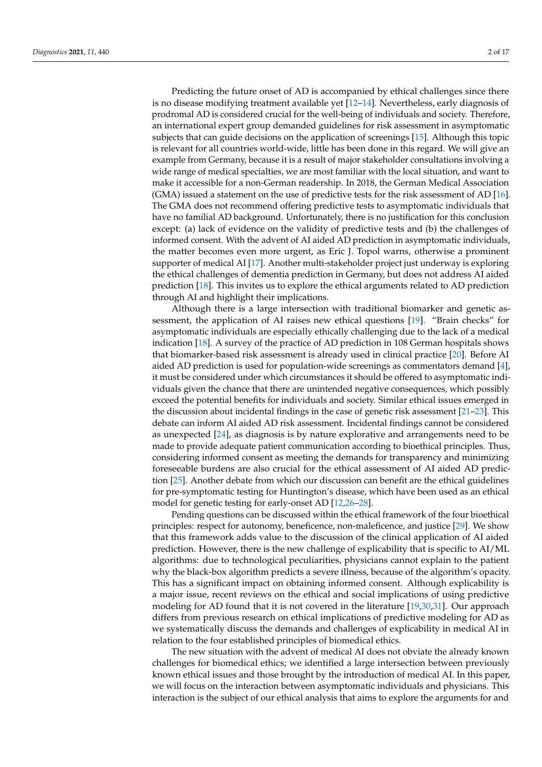Predicting the future onset of AD is accompanied by ethical challenges since there is no disease modifying treatment available yet [12–14]. Nevertheless, early diagnosis of prodromal AD is considered crucial for the well-being of individuals and society. Therefore, an international expert group demanded guidelines for risk assessment in asymptomatic subjects that can guide decisions on the application of screenings [15]. Although this topic is relevant for all countries world-wide, little has been done in this regard. We will give an example from Germany, because it is a result of major stakeholder consultations involving a wide range of medical specialties, we are most familiar with the local situation, and want to make it accessible for a non-German readership. In 2018, the German Medical Association (GMA) issued a statement on the use of predictive tests for the risk assessment of AD [16]. The GMA does not recommend offering predictive tests to asymptomatic individuals that have no familial AD background. Unfortunately, there is no justification for this conclusion except: (a) lack of evidence on the validity of predictive tests and (b) the challenges of informed consent. With the advent of AI aided AD prediction in asymptomatic individuals, the matter becomes even more urgent, as Eric J. Topol warns, otherwise a prominent supporter of medical AI [17]. Another multi-stakeholder project just underway is exploring the ethical challenges of dementia prediction in Germany, but does not address AI aided prediction [18]. This invites us to explore the ethical arguments related to AD prediction through AI and highlight their implications.

Although there is a large intersection with traditional biomarker and genetic assessment, the application of AI raises new ethical questions [19]. "Brain checks" for asymptomatic individuals are especially ethically challenging due to the lack of a medical indication [18]. A survey of the practice of AD prediction in 108 German hospitals shows that biomarker-based risk assessment is already used in clinical practice [20]. Before AI aided AD prediction is used for population-wide screenings as commentators demand [4], it must be considered under which circumstances it should be offered to asymptomatic individuals given the chance that there are unintended negative consequences, which possibly exceed the potential benefits for individuals and society. Similar ethical issues emerged in the discussion about incidental findings in the case of genetic risk assessment [21–23]. This debate can inform AI aided AD risk assessment. Incidental findings cannot be considered as unexpected [24], as diagnosis is by nature explorative and arrangements need to be made to provide adequate patient communication according to bioethical principles. Thus, considering informed consent as meeting the demands for transparency and minimizing foreseeable burdens are also crucial for the ethical assessment of AI aided AD prediction [25]. Another debate from which our discussion can benefit are the ethical guidelines for pre-symptomatic testing for Huntington's disease, which have been used as an ethical model for genetic testing for early-onset AD [12,26–28].

Pending questions can be discussed within the ethical framework of the four bioethical principles: respect for autonomy, beneficence, non-maleficence, and justice [29]. We show that this framework adds value to the discussion of the clinical application of AI aided prediction. However, there is the new challenge of explicability that is specific to AI/ML algorithms: due to technological peculiarities, physicians cannot explain to the patient why the black-box algorithm predicts a severe illness, because of the algorithm's opacity. This has a significant impact on obtaining informed consent. Although explicability is a major issue, recent reviews on the ethical and social implications of using predictive modeling for AD found that it is not covered in the literature [19,30,31]. Our approach differs from previous research on ethical implications of predictive modeling for AD as we systematically discuss the demands and challenges of explicability in medical AI in relation to the four established principles of biomedical ethics.

The new situation with the advent of medical AI does not obviate the already known challenges for biomedical ethics; we identified a large intersection between previously known ethical issues and those brought by the introduction of medical AI. In this paper, we will focus on the interaction between asymptomatic individuals and physicians. This interaction is the subject of our ethical analysis that aims to explore the arguments for and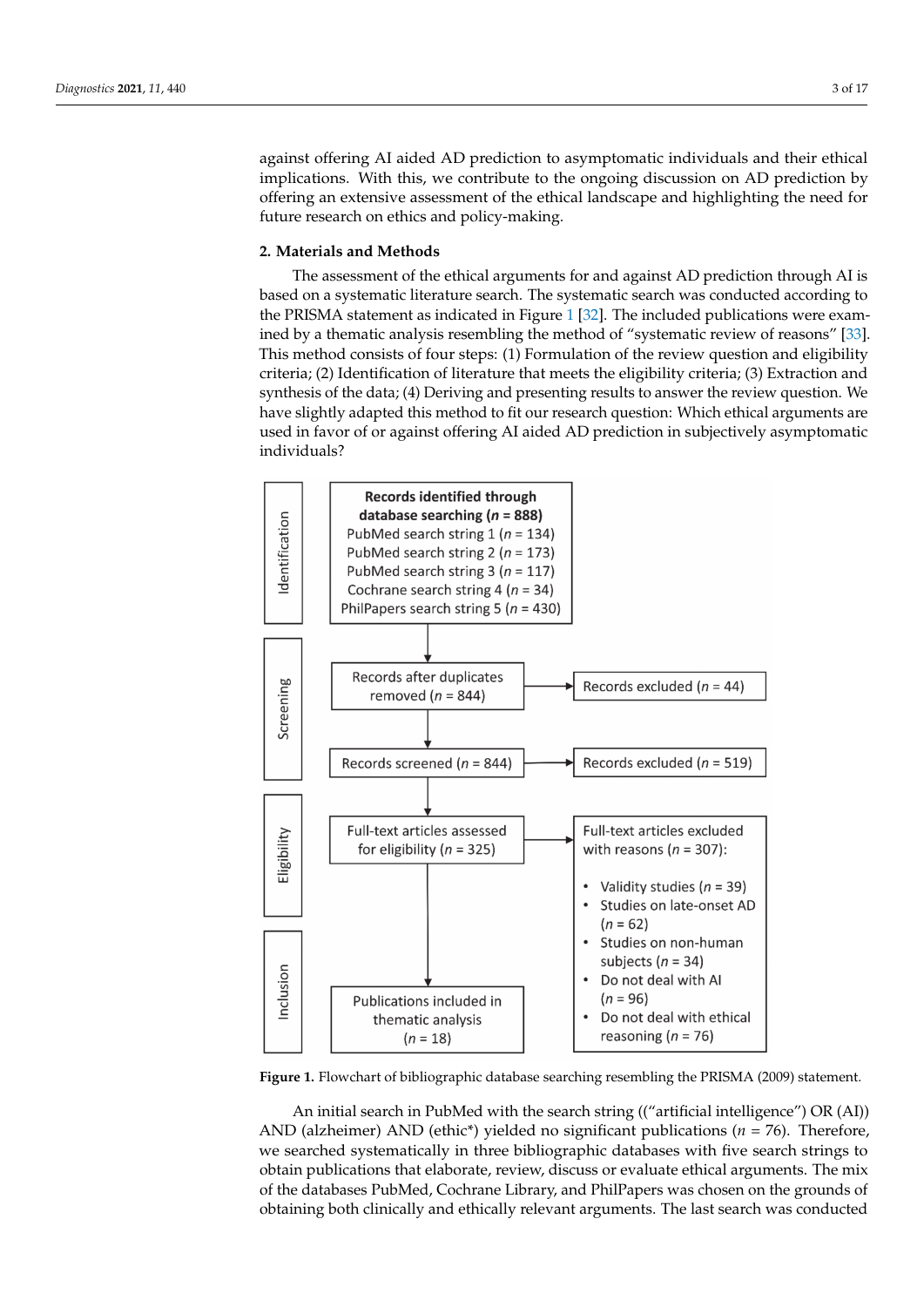against offering AI aided AD prediction to asymptomatic individuals and their ethical implications. With this, we contribute to the ongoing discussion on AD prediction by offering an extensive assessment of the ethical landscape and highlighting the need for future research on ethics and policy-making.

## 2. Materials and Methods

The assessment of the ethical arguments for and against AD prediction through AI is based on a systematic literature search. The systematic search was conducted according to the PRISMA statement as indicated in Figure 1 [32]. The included publications were examined by a thematic analysis resembling the method of "systematic review of reasons" [33]. This method consists of four steps: (1) Formulation of the review question and eligibility criteria; (2) Identification of literature that meets the eligibility criteria; (3) Extraction and synthesis of the data; (4) Deriving and presenting results to answer the review question. We have slightly adapted this method to fit our research question: Which ethical arguments are used in favor of or against offering AI aided AD prediction in subjectively asymptomatic individuals?

Identification

**Records identified through database searching (*n* = 888)**
PubMed search string 1 (*n* = 134)
PubMed search string 2 (*n* = 173)
PubMed search string 3 (*n* = 117)
Cochrane search string 4 (*n* = 34)
PhilPapers search string 5 (*n* = 430)

Screening

Records after duplicates removed (*n* = 844) → Records excluded (*n* = 44)

Records screened (*n* = 844) → Records excluded (*n* = 519)

Eligibility

Full-text articles assessed for eligibility (*n* = 325) → Full-text articles excluded with reasons (*n* = 307):

- Validity studies (*n* = 39)
- Studies on late-onset AD (*n* = 62)
- Studies on non-human subjects (*n* = 34)
- Do not deal with AI (*n* = 96)
- Do not deal with ethical reasoning (*n* = 76)

Inclusion

Publications included in thematic analysis (*n* = 18)

**Figure 1.** Flowchart of bibliographic database searching resembling the PRISMA (2009) statement.

An initial search in PubMed with the search string (("artificial intelligence") OR (AI)) AND (alzheimer) AND (ethic*) yielded no significant publications (*n* = 76). Therefore, we searched systematically in three bibliographic databases with five search strings to obtain publications that elaborate, review, discuss or evaluate ethical arguments. The mix of the databases PubMed, Cochrane Library, and PhilPapers was chosen on the grounds of obtaining both clinically and ethically relevant arguments. The last search was conducted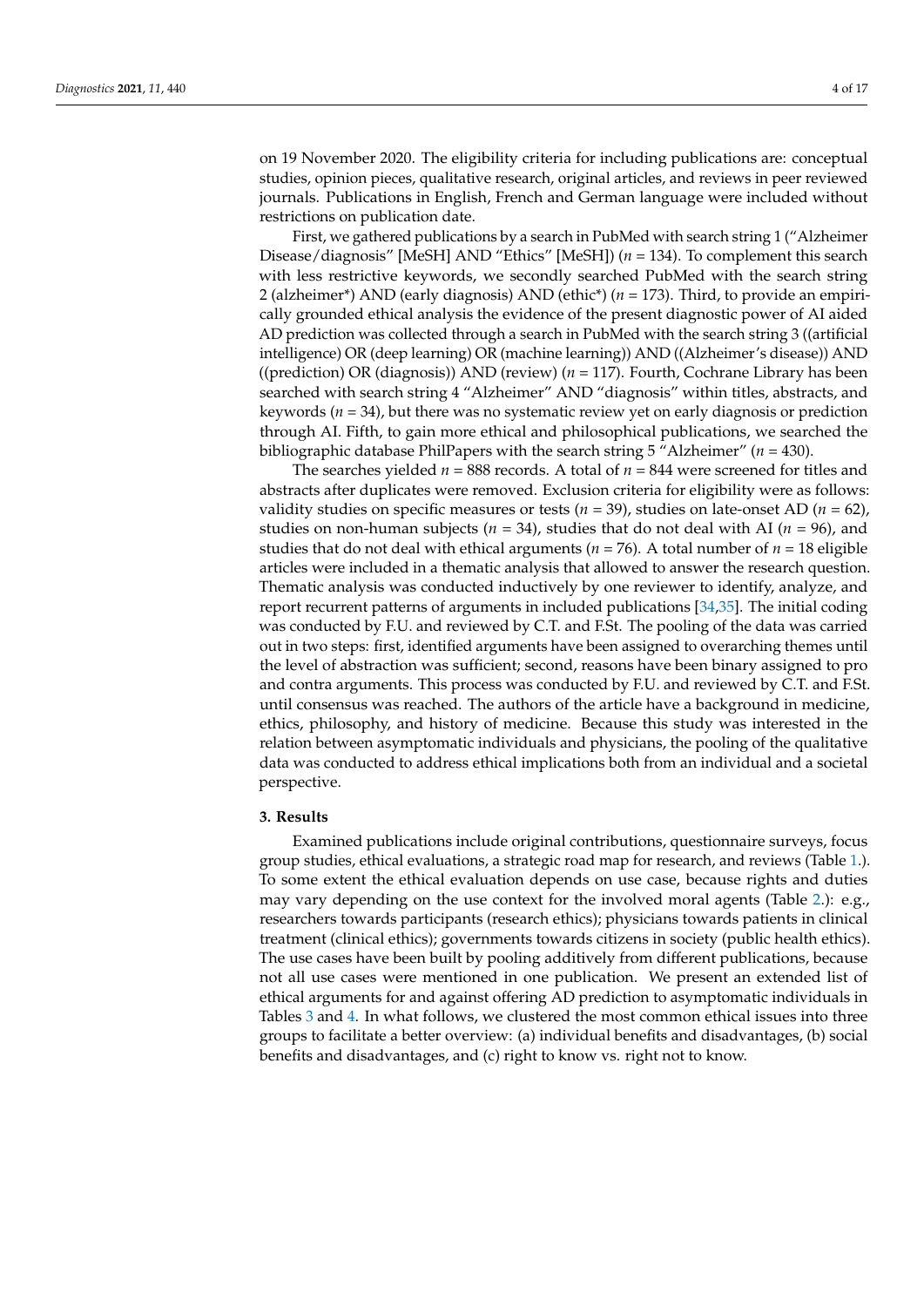on 19 November 2020. The eligibility criteria for including publications are: conceptual studies, opinion pieces, qualitative research, original articles, and reviews in peer reviewed journals. Publications in English, French and German language were included without restrictions on publication date.

First, we gathered publications by a search in PubMed with search string 1 ("Alzheimer Disease/diagnosis" [MeSH] AND "Ethics" [MeSH]) ($n$ = 134). To complement this search with less restrictive keywords, we secondly searched PubMed with the search string 2 (alzheimer*) AND (early diagnosis) AND (ethic*) ($n$ = 173). Third, to provide an empirically grounded ethical analysis the evidence of the present diagnostic power of AI aided AD prediction was collected through a search in PubMed with the search string 3 ((artificial intelligence) OR (deep learning) OR (machine learning)) AND ((Alzheimer's disease)) AND ((prediction) OR (diagnosis)) AND (review) ($n$ = 117). Fourth, Cochrane Library has been searched with search string 4 "Alzheimer" AND "diagnosis" within titles, abstracts, and keywords ($n$ = 34), but there was no systematic review yet on early diagnosis or prediction through AI. Fifth, to gain more ethical and philosophical publications, we searched the bibliographic database PhilPapers with the search string 5 "Alzheimer" ($n$ = 430).

The searches yielded $n$ = 888 records. A total of $n$ = 844 were screened for titles and abstracts after duplicates were removed. Exclusion criteria for eligibility were as follows: validity studies on specific measures or tests ($n$ = 39), studies on late-onset AD ($n$ = 62), studies on non-human subjects ($n$ = 34), studies that do not deal with AI ($n$ = 96), and studies that do not deal with ethical arguments ($n$ = 76). A total number of $n$ = 18 eligible articles were included in a thematic analysis that allowed to answer the research question. Thematic analysis was conducted inductively by one reviewer to identify, analyze, and report recurrent patterns of arguments in included publications [34,35]. The initial coding was conducted by F.U. and reviewed by C.T. and F.St. The pooling of the data was carried out in two steps: first, identified arguments have been assigned to overarching themes until the level of abstraction was sufficient; second, reasons have been binary assigned to pro and contra arguments. This process was conducted by F.U. and reviewed by C.T. and F.St. until consensus was reached. The authors of the article have a background in medicine, ethics, philosophy, and history of medicine. Because this study was interested in the relation between asymptomatic individuals and physicians, the pooling of the qualitative data was conducted to address ethical implications both from an individual and a societal perspective.

## 3. Results

Examined publications include original contributions, questionnaire surveys, focus group studies, ethical evaluations, a strategic road map for research, and reviews (Table 1.). To some extent the ethical evaluation depends on use case, because rights and duties may vary depending on the use context for the involved moral agents (Table 2.): e.g., researchers towards participants (research ethics); physicians towards patients in clinical treatment (clinical ethics); governments towards citizens in society (public health ethics). The use cases have been built by pooling additively from different publications, because not all use cases were mentioned in one publication. We present an extended list of ethical arguments for and against offering AD prediction to asymptomatic individuals in Tables 3 and 4. In what follows, we clustered the most common ethical issues into three groups to facilitate a better overview: (a) individual benefits and disadvantages, (b) social benefits and disadvantages, and (c) right to know vs. right not to know.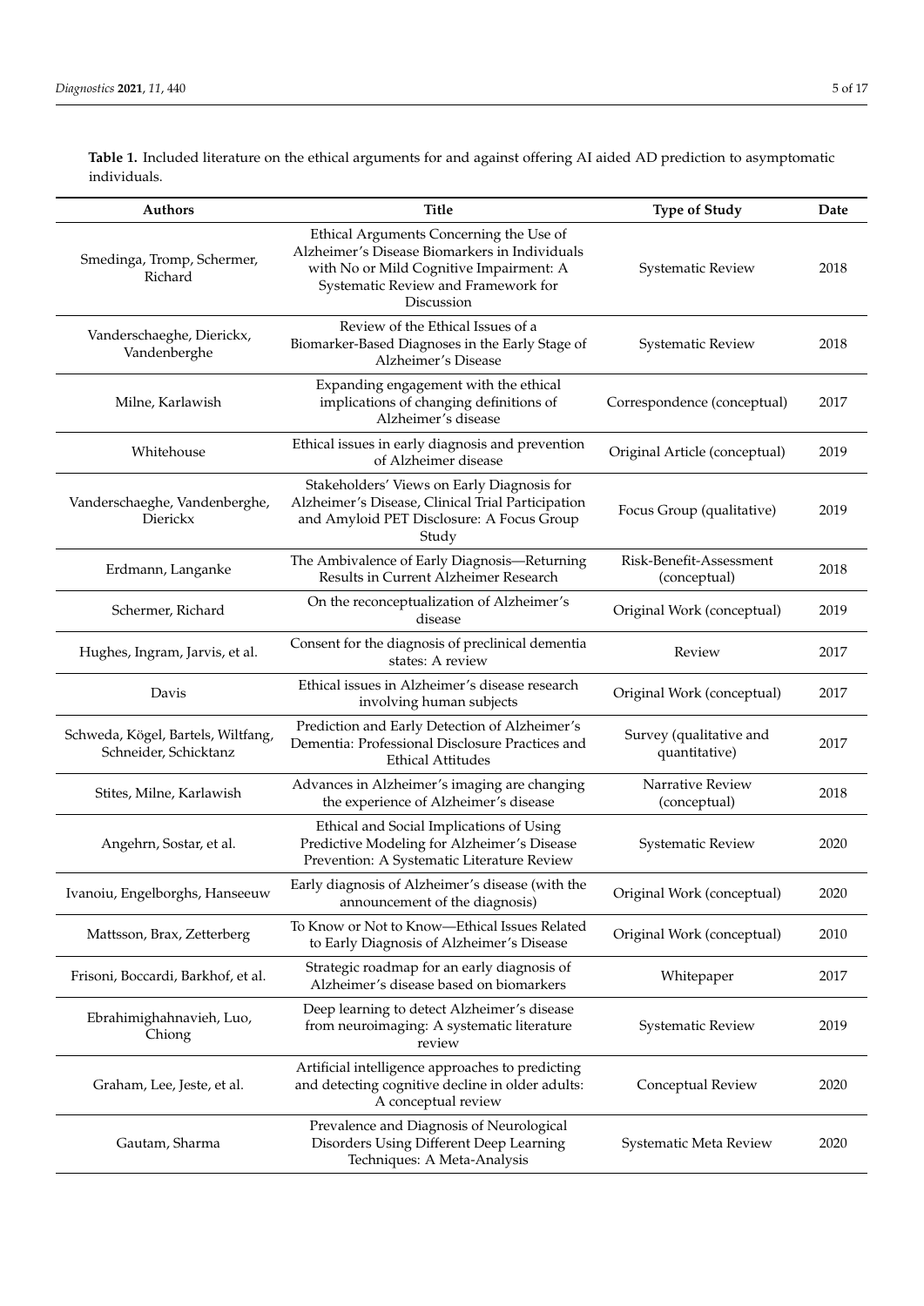**Table 1.** Included literature on the ethical arguments for and against offering AI aided AD prediction to asymptomatic individuals.

| Authors | Title | Type of Study | Date |
| --- | --- | --- | --- |
| Smedinga, Tromp, Schermer, Richard | Ethical Arguments Concerning the Use of Alzheimer's Disease Biomarkers in Individuals with No or Mild Cognitive Impairment: A Systematic Review and Framework for Discussion | Systematic Review | 2018 |
| Vanderschaeghe, Dierickx, Vandenberghe | Review of the Ethical Issues of a Biomarker-Based Diagnoses in the Early Stage of Alzheimer's Disease | Systematic Review | 2018 |
| Milne, Karlawish | Expanding engagement with the ethical implications of changing definitions of Alzheimer's disease | Correspondence (conceptual) | 2017 |
| Whitehouse | Ethical issues in early diagnosis and prevention of Alzheimer disease | Original Article (conceptual) | 2019 |
| Vanderschaeghe, Vandenberghe, Dierickx | Stakeholders' Views on Early Diagnosis for Alzheimer's Disease, Clinical Trial Participation and Amyloid PET Disclosure: A Focus Group Study | Focus Group (qualitative) | 2019 |
| Erdmann, Langanke | The Ambivalence of Early Diagnosis—Returning Results in Current Alzheimer Research | Risk-Benefit-Assessment (conceptual) | 2018 |
| Schermer, Richard | On the reconceptualization of Alzheimer's disease | Original Work (conceptual) | 2019 |
| Hughes, Ingram, Jarvis, et al. | Consent for the diagnosis of preclinical dementia states: A review | Review | 2017 |
| Davis | Ethical issues in Alzheimer's disease research involving human subjects | Original Work (conceptual) | 2017 |
| Schweda, Kögel, Bartels, Wiltfang, Schneider, Schicktanz | Prediction and Early Detection of Alzheimer's Dementia: Professional Disclosure Practices and Ethical Attitudes | Survey (qualitative and quantitative) | 2017 |
| Stites, Milne, Karlawish | Advances in Alzheimer's imaging are changing the experience of Alzheimer's disease | Narrative Review (conceptual) | 2018 |
| Angehrn, Sostar, et al. | Ethical and Social Implications of Using Predictive Modeling for Alzheimer's Disease Prevention: A Systematic Literature Review | Systematic Review | 2020 |
| Ivanoiu, Engelborghs, Hanseeuw | Early diagnosis of Alzheimer's disease (with the announcement of the diagnosis) | Original Work (conceptual) | 2020 |
| Mattsson, Brax, Zetterberg | To Know or Not to Know—Ethical Issues Related to Early Diagnosis of Alzheimer's Disease | Original Work (conceptual) | 2010 |
| Frisoni, Boccardi, Barkhof, et al. | Strategic roadmap for an early diagnosis of Alzheimer's disease based on biomarkers | Whitepaper | 2017 |
| Ebrahimighahnavieh, Luo, Chiong | Deep learning to detect Alzheimer's disease from neuroimaging: A systematic literature review | Systematic Review | 2019 |
| Graham, Lee, Jeste, et al. | Artificial intelligence approaches to predicting and detecting cognitive decline in older adults: A conceptual review | Conceptual Review | 2020 |
| Gautam, Sharma | Prevalence and Diagnosis of Neurological Disorders Using Different Deep Learning Techniques: A Meta-Analysis | Systematic Meta Review | 2020 |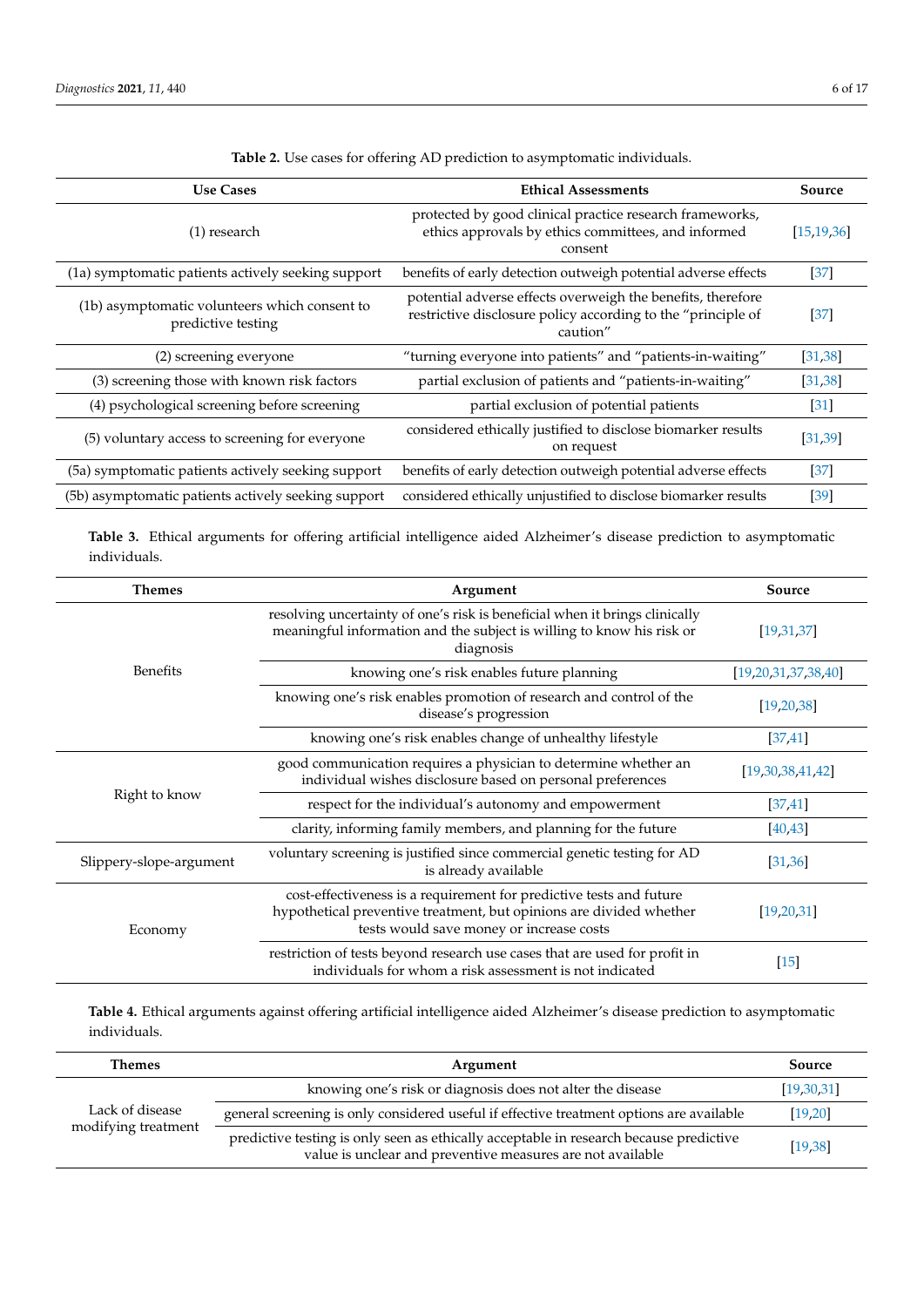**Table 2.** Use cases for offering AD prediction to asymptomatic individuals.

| Use Cases | Ethical Assessments | Source |
|---|---|---|
| (1) research | protected by good clinical practice research frameworks, ethics approvals by ethics committees, and informed consent | [15,19,36] |
| (1a) symptomatic patients actively seeking support | benefits of early detection outweigh potential adverse effects | [37] |
| (1b) asymptomatic volunteers which consent to predictive testing | potential adverse effects overweigh the benefits, therefore restrictive disclosure policy according to the "principle of caution" | [37] |
| (2) screening everyone | "turning everyone into patients" and "patients-in-waiting" | [31,38] |
| (3) screening those with known risk factors | partial exclusion of patients and "patients-in-waiting" | [31,38] |
| (4) psychological screening before screening | partial exclusion of potential patients | [31] |
| (5) voluntary access to screening for everyone | considered ethically justified to disclose biomarker results on request | [31,39] |
| (5a) symptomatic patients actively seeking support | benefits of early detection outweigh potential adverse effects | [37] |
| (5b) asymptomatic patients actively seeking support | considered ethically unjustified to disclose biomarker results | [39] |

**Table 3.** Ethical arguments for offering artificial intelligence aided Alzheimer's disease prediction to asymptomatic individuals.

| Themes | Argument | Source |
|---|---|---|
| Benefits | resolving uncertainty of one's risk is beneficial when it brings clinically meaningful information and the subject is willing to know his risk or diagnosis | [19,31,37] |
| | knowing one's risk enables future planning | [19,20,31,37,38,40] |
| | knowing one's risk enables promotion of research and control of the disease's progression | [19,20,38] |
| | knowing one's risk enables change of unhealthy lifestyle | [37,41] |
| Right to know | good communication requires a physician to determine whether an individual wishes disclosure based on personal preferences | [19,30,38,41,42] |
| | respect for the individual's autonomy and empowerment | [37,41] |
| | clarity, informing family members, and planning for the future | [40,43] |
| Slippery-slope-argument | voluntary screening is justified since commercial genetic testing for AD is already available | [31,36] |
| Economy | cost-effectiveness is a requirement for predictive tests and future hypothetical preventive treatment, but opinions are divided whether tests would save money or increase costs | [19,20,31] |
| | restriction of tests beyond research use cases that are used for profit in individuals for whom a risk assessment is not indicated | [15] |

**Table 4.** Ethical arguments against offering artificial intelligence aided Alzheimer's disease prediction to asymptomatic individuals.

| Themes | Argument | Source |
|---|---|---|
| Lack of disease modifying treatment | knowing one's risk or diagnosis does not alter the disease | [19,30,31] |
| | general screening is only considered useful if effective treatment options are available | [19,20] |
| | predictive testing is only seen as ethically acceptable in research because predictive value is unclear and preventive measures are not available | [19,38] |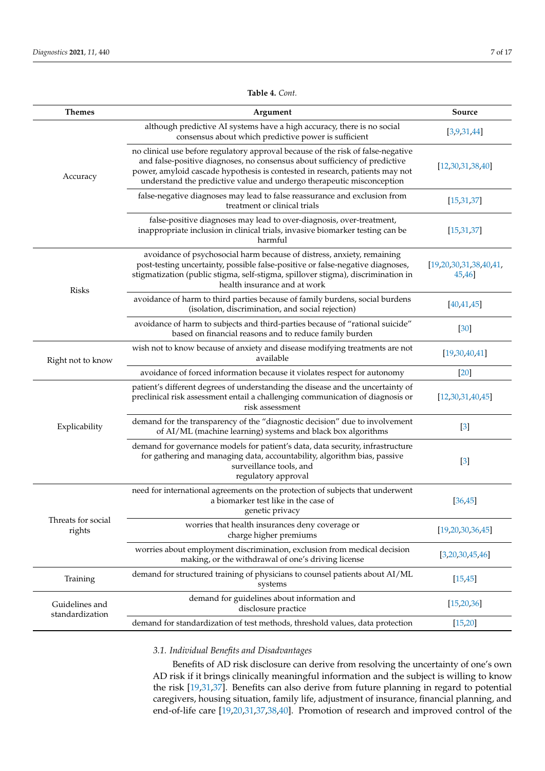**Table 4.** *Cont.*

| Themes | Argument | Source |
|---|---|---|
| Accuracy | although predictive AI systems have a high accuracy, there is no social consensus about which predictive power is sufficient | [3,9,31,44] |
| | no clinical use before regulatory approval because of the risk of false-negative and false-positive diagnoses, no consensus about sufficiency of predictive power, amyloid cascade hypothesis is contested in research, patients may not understand the predictive value and undergo therapeutic misconception | [12,30,31,38,40] |
| | false-negative diagnoses may lead to false reassurance and exclusion from treatment or clinical trials | [15,31,37] |
| | false-positive diagnoses may lead to over-diagnosis, over-treatment, inappropriate inclusion in clinical trials, invasive biomarker testing can be harmful | [15,31,37] |
| Risks | avoidance of psychosocial harm because of distress, anxiety, remaining post-testing uncertainty, possible false-positive or false-negative diagnoses, stigmatization (public stigma, self-stigma, spillover stigma), discrimination in health insurance and at work | [19,20,30,31,38,40,41,45,46] |
| | avoidance of harm to third parties because of family burdens, social burdens (isolation, discrimination, and social rejection) | [40,41,45] |
| | avoidance of harm to subjects and third-parties because of "rational suicide" based on financial reasons and to reduce family burden | [30] |
| Right not to know | wish not to know because of anxiety and disease modifying treatments are not available | [19,30,40,41] |
| | avoidance of forced information because it violates respect for autonomy | [20] |
| Explicability | patient's different degrees of understanding the disease and the uncertainty of preclinical risk assessment entail a challenging communication of diagnosis or risk assessment | [12,30,31,40,45] |
| | demand for the transparency of the "diagnostic decision" due to involvement of AI/ML (machine learning) systems and black box algorithms | [3] |
| | demand for governance models for patient's data, data security, infrastructure for gathering and managing data, accountability, algorithm bias, passive surveillance tools, and regulatory approval | [3] |
| Threats for social rights | need for international agreements on the protection of subjects that underwent a biomarker test like in the case of genetic privacy | [36,45] |
| | worries that health insurances deny coverage or charge higher premiums | [19,20,30,36,45] |
| | worries about employment discrimination, exclusion from medical decision making, or the withdrawal of one's driving license | [3,20,30,45,46] |
| Training | demand for structured training of physicians to counsel patients about AI/ML systems | [15,45] |
| Guidelines and standardization | demand for guidelines about information and disclosure practice | [15,20,36] |
| | demand for standardization of test methods, threshold values, data protection | [15,20] |

### *3.1. Individual Benefits and Disadvantages*

Benefits of AD risk disclosure can derive from resolving the uncertainty of one's own AD risk if it brings clinically meaningful information and the subject is willing to know the risk [19,31,37]. Benefits can also derive from future planning in regard to potential caregivers, housing situation, family life, adjustment of insurance, financial planning, and end-of-life care [19,20,31,37,38,40]. Promotion of research and improved control of the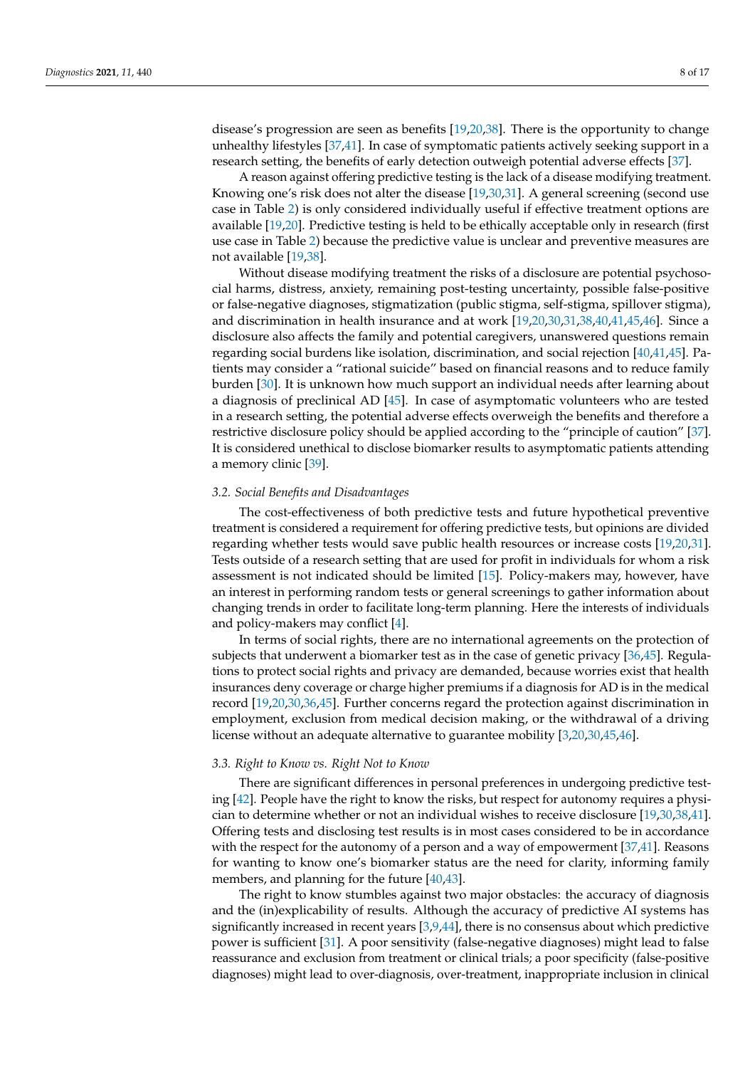disease's progression are seen as benefits [19,20,38]. There is the opportunity to change unhealthy lifestyles [37,41]. In case of symptomatic patients actively seeking support in a research setting, the benefits of early detection outweigh potential adverse effects [37].

A reason against offering predictive testing is the lack of a disease modifying treatment. Knowing one's risk does not alter the disease [19,30,31]. A general screening (second use case in Table 2) is only considered individually useful if effective treatment options are available [19,20]. Predictive testing is held to be ethically acceptable only in research (first use case in Table 2) because the predictive value is unclear and preventive measures are not available [19,38].

Without disease modifying treatment the risks of a disclosure are potential psychosocial harms, distress, anxiety, remaining post-testing uncertainty, possible false-positive or false-negative diagnoses, stigmatization (public stigma, self-stigma, spillover stigma), and discrimination in health insurance and at work [19,20,30,31,38,40,41,45,46]. Since a disclosure also affects the family and potential caregivers, unanswered questions remain regarding social burdens like isolation, discrimination, and social rejection [40,41,45]. Patients may consider a "rational suicide" based on financial reasons and to reduce family burden [30]. It is unknown how much support an individual needs after learning about a diagnosis of preclinical AD [45]. In case of asymptomatic volunteers who are tested in a research setting, the potential adverse effects overweigh the benefits and therefore a restrictive disclosure policy should be applied according to the "principle of caution" [37]. It is considered unethical to disclose biomarker results to asymptomatic patients attending a memory clinic [39].

### 3.2. Social Benefits and Disadvantages

The cost-effectiveness of both predictive tests and future hypothetical preventive treatment is considered a requirement for offering predictive tests, but opinions are divided regarding whether tests would save public health resources or increase costs [19,20,31]. Tests outside of a research setting that are used for profit in individuals for whom a risk assessment is not indicated should be limited [15]. Policy-makers may, however, have an interest in performing random tests or general screenings to gather information about changing trends in order to facilitate long-term planning. Here the interests of individuals and policy-makers may conflict [4].

In terms of social rights, there are no international agreements on the protection of subjects that underwent a biomarker test as in the case of genetic privacy [36,45]. Regulations to protect social rights and privacy are demanded, because worries exist that health insurances deny coverage or charge higher premiums if a diagnosis for AD is in the medical record [19,20,30,36,45]. Further concerns regard the protection against discrimination in employment, exclusion from medical decision making, or the withdrawal of a driving license without an adequate alternative to guarantee mobility [3,20,30,45,46].

### 3.3. Right to Know vs. Right Not to Know

There are significant differences in personal preferences in undergoing predictive testing [42]. People have the right to know the risks, but respect for autonomy requires a physician to determine whether or not an individual wishes to receive disclosure [19,30,38,41]. Offering tests and disclosing test results is in most cases considered to be in accordance with the respect for the autonomy of a person and a way of empowerment [37,41]. Reasons for wanting to know one's biomarker status are the need for clarity, informing family members, and planning for the future [40,43].

The right to know stumbles against two major obstacles: the accuracy of diagnosis and the (in)explicability of results. Although the accuracy of predictive AI systems has significantly increased in recent years [3,9,44], there is no consensus about which predictive power is sufficient [31]. A poor sensitivity (false-negative diagnoses) might lead to false reassurance and exclusion from treatment or clinical trials; a poor specificity (false-positive diagnoses) might lead to over-diagnosis, over-treatment, inappropriate inclusion in clinical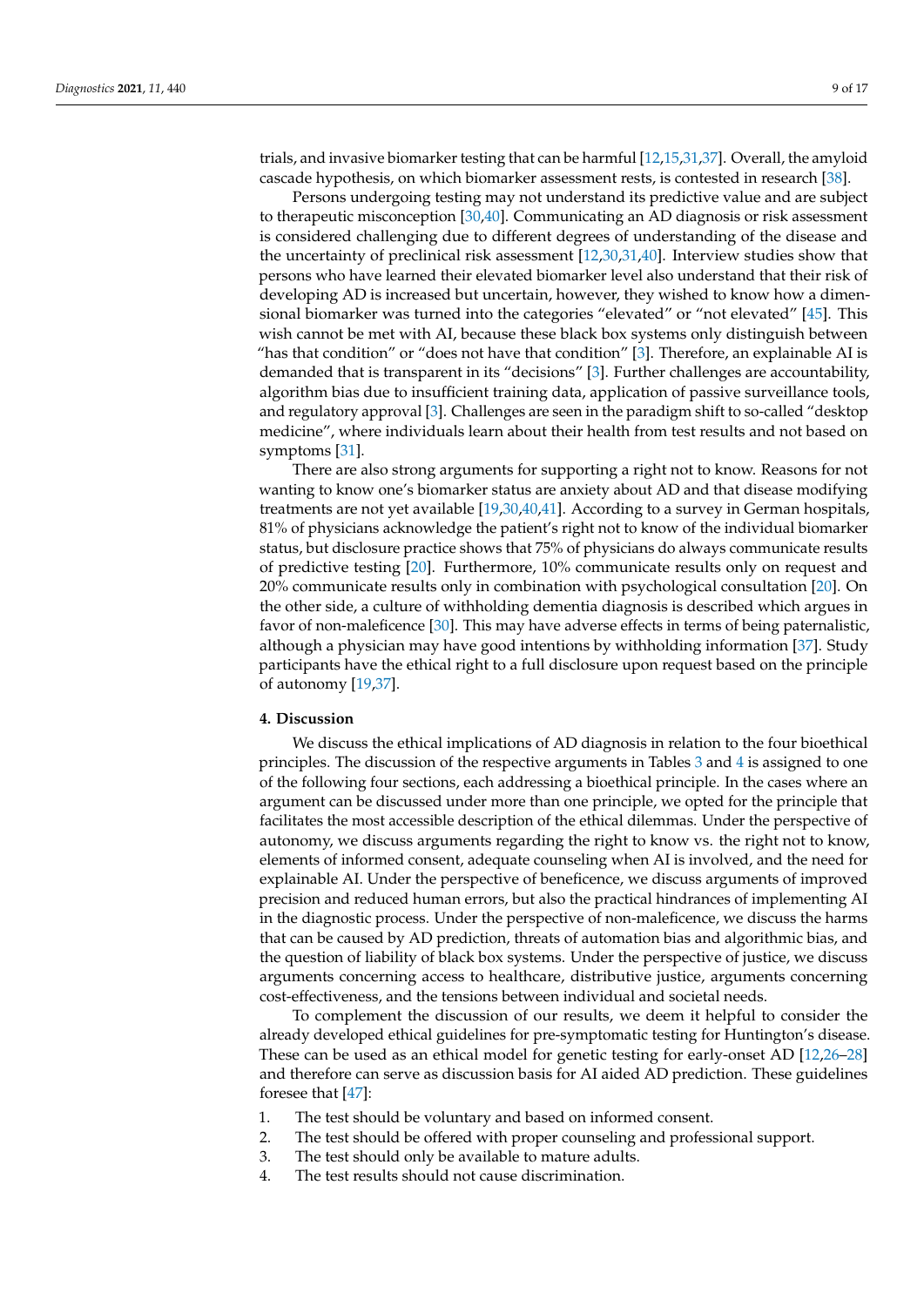trials, and invasive biomarker testing that can be harmful [12,15,31,37]. Overall, the amyloid cascade hypothesis, on which biomarker assessment rests, is contested in research [38].

Persons undergoing testing may not understand its predictive value and are subject to therapeutic misconception [30,40]. Communicating an AD diagnosis or risk assessment is considered challenging due to different degrees of understanding of the disease and the uncertainty of preclinical risk assessment [12,30,31,40]. Interview studies show that persons who have learned their elevated biomarker level also understand that their risk of developing AD is increased but uncertain, however, they wished to know how a dimensional biomarker was turned into the categories "elevated" or "not elevated" [45]. This wish cannot be met with AI, because these black box systems only distinguish between "has that condition" or "does not have that condition" [3]. Therefore, an explainable AI is demanded that is transparent in its "decisions" [3]. Further challenges are accountability, algorithm bias due to insufficient training data, application of passive surveillance tools, and regulatory approval [3]. Challenges are seen in the paradigm shift to so-called "desktop medicine", where individuals learn about their health from test results and not based on symptoms [31].

There are also strong arguments for supporting a right not to know. Reasons for not wanting to know one's biomarker status are anxiety about AD and that disease modifying treatments are not yet available [19,30,40,41]. According to a survey in German hospitals, 81% of physicians acknowledge the patient's right not to know of the individual biomarker status, but disclosure practice shows that 75% of physicians do always communicate results of predictive testing [20]. Furthermore, 10% communicate results only on request and 20% communicate results only in combination with psychological consultation [20]. On the other side, a culture of withholding dementia diagnosis is described which argues in favor of non-maleficence [30]. This may have adverse effects in terms of being paternalistic, although a physician may have good intentions by withholding information [37]. Study participants have the ethical right to a full disclosure upon request based on the principle of autonomy [19,37].

## 4. Discussion

We discuss the ethical implications of AD diagnosis in relation to the four bioethical principles. The discussion of the respective arguments in Tables 3 and 4 is assigned to one of the following four sections, each addressing a bioethical principle. In the cases where an argument can be discussed under more than one principle, we opted for the principle that facilitates the most accessible description of the ethical dilemmas. Under the perspective of autonomy, we discuss arguments regarding the right to know vs. the right not to know, elements of informed consent, adequate counseling when AI is involved, and the need for explainable AI. Under the perspective of beneficence, we discuss arguments of improved precision and reduced human errors, but also the practical hindrances of implementing AI in the diagnostic process. Under the perspective of non-maleficence, we discuss the harms that can be caused by AD prediction, threats of automation bias and algorithmic bias, and the question of liability of black box systems. Under the perspective of justice, we discuss arguments concerning access to healthcare, distributive justice, arguments concerning cost-effectiveness, and the tensions between individual and societal needs.

To complement the discussion of our results, we deem it helpful to consider the already developed ethical guidelines for pre-symptomatic testing for Huntington's disease. These can be used as an ethical model for genetic testing for early-onset AD [12,26–28] and therefore can serve as discussion basis for AI aided AD prediction. These guidelines foresee that [47]:

1. The test should be voluntary and based on informed consent.
2. The test should be offered with proper counseling and professional support.
3. The test should only be available to mature adults.
4. The test results should not cause discrimination.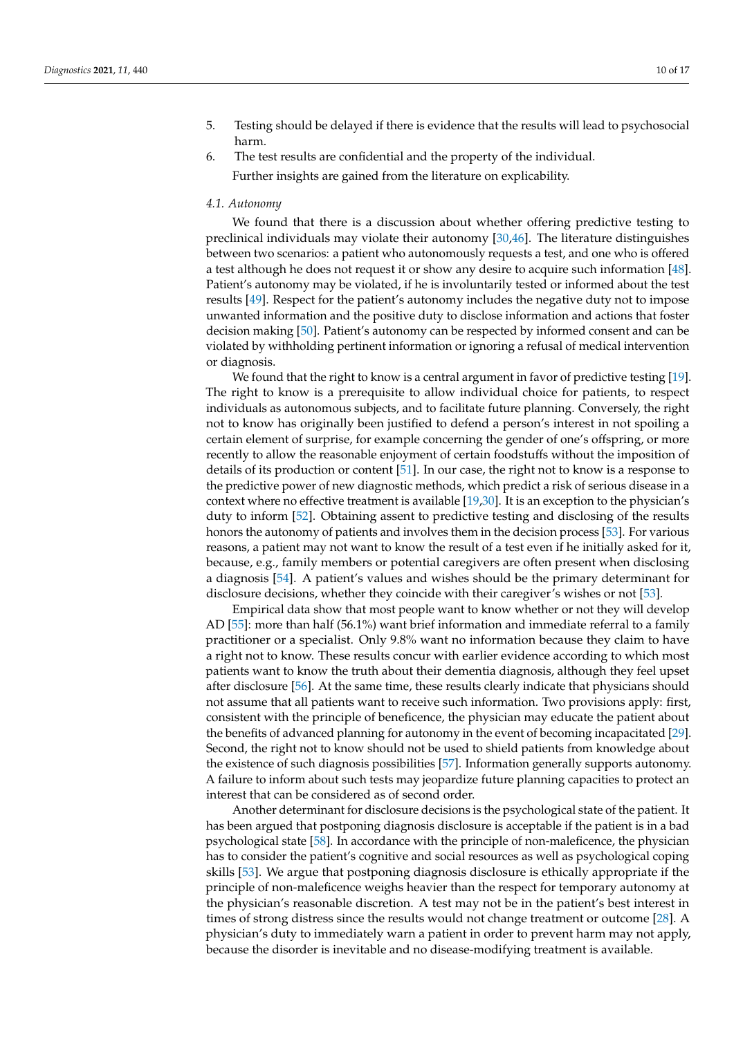5. Testing should be delayed if there is evidence that the results will lead to psychosocial harm.
6. The test results are confidential and the property of the individual.

Further insights are gained from the literature on explicability.

### 4.1. Autonomy

We found that there is a discussion about whether offering predictive testing to preclinical individuals may violate their autonomy [30,46]. The literature distinguishes between two scenarios: a patient who autonomously requests a test, and one who is offered a test although he does not request it or show any desire to acquire such information [48]. Patient's autonomy may be violated, if he is involuntarily tested or informed about the test results [49]. Respect for the patient's autonomy includes the negative duty not to impose unwanted information and the positive duty to disclose information and actions that foster decision making [50]. Patient's autonomy can be respected by informed consent and can be violated by withholding pertinent information or ignoring a refusal of medical intervention or diagnosis.

We found that the right to know is a central argument in favor of predictive testing [19]. The right to know is a prerequisite to allow individual choice for patients, to respect individuals as autonomous subjects, and to facilitate future planning. Conversely, the right not to know has originally been justified to defend a person's interest in not spoiling a certain element of surprise, for example concerning the gender of one's offspring, or more recently to allow the reasonable enjoyment of certain foodstuffs without the imposition of details of its production or content [51]. In our case, the right not to know is a response to the predictive power of new diagnostic methods, which predict a risk of serious disease in a context where no effective treatment is available [19,30]. It is an exception to the physician's duty to inform [52]. Obtaining assent to predictive testing and disclosing of the results honors the autonomy of patients and involves them in the decision process [53]. For various reasons, a patient may not want to know the result of a test even if he initially asked for it, because, e.g., family members or potential caregivers are often present when disclosing a diagnosis [54]. A patient's values and wishes should be the primary determinant for disclosure decisions, whether they coincide with their caregiver's wishes or not [53].

Empirical data show that most people want to know whether or not they will develop AD [55]: more than half (56.1%) want brief information and immediate referral to a family practitioner or a specialist. Only 9.8% want no information because they claim to have a right not to know. These results concur with earlier evidence according to which most patients want to know the truth about their dementia diagnosis, although they feel upset after disclosure [56]. At the same time, these results clearly indicate that physicians should not assume that all patients want to receive such information. Two provisions apply: first, consistent with the principle of beneficence, the physician may educate the patient about the benefits of advanced planning for autonomy in the event of becoming incapacitated [29]. Second, the right not to know should not be used to shield patients from knowledge about the existence of such diagnosis possibilities [57]. Information generally supports autonomy. A failure to inform about such tests may jeopardize future planning capacities to protect an interest that can be considered as of second order.

Another determinant for disclosure decisions is the psychological state of the patient. It has been argued that postponing diagnosis disclosure is acceptable if the patient is in a bad psychological state [58]. In accordance with the principle of non-maleficence, the physician has to consider the patient's cognitive and social resources as well as psychological coping skills [53]. We argue that postponing diagnosis disclosure is ethically appropriate if the principle of non-maleficence weighs heavier than the respect for temporary autonomy at the physician's reasonable discretion. A test may not be in the patient's best interest in times of strong distress since the results would not change treatment or outcome [28]. A physician's duty to immediately warn a patient in order to prevent harm may not apply, because the disorder is inevitable and no disease-modifying treatment is available.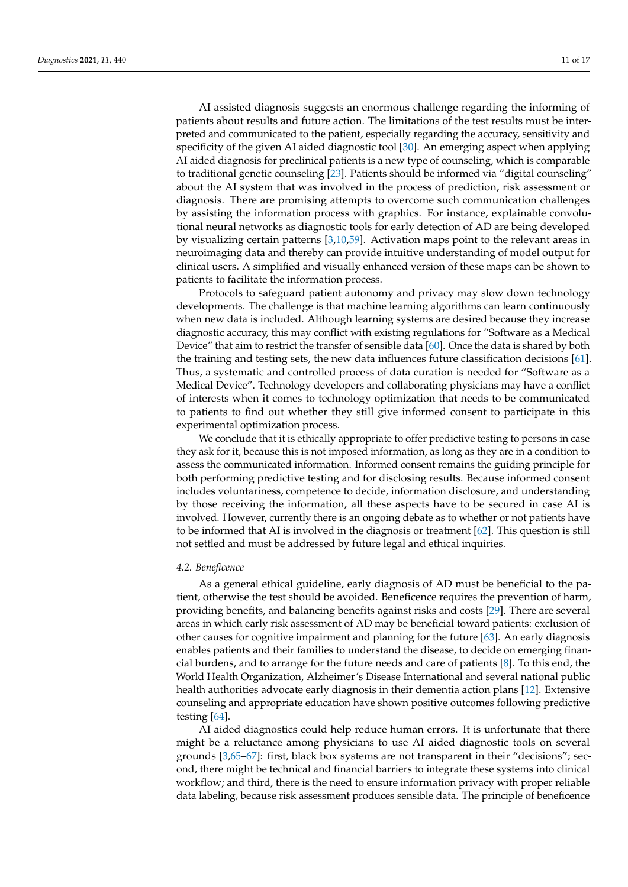AI assisted diagnosis suggests an enormous challenge regarding the informing of patients about results and future action. The limitations of the test results must be interpreted and communicated to the patient, especially regarding the accuracy, sensitivity and specificity of the given AI aided diagnostic tool [30]. An emerging aspect when applying AI aided diagnosis for preclinical patients is a new type of counseling, which is comparable to traditional genetic counseling [23]. Patients should be informed via "digital counseling" about the AI system that was involved in the process of prediction, risk assessment or diagnosis. There are promising attempts to overcome such communication challenges by assisting the information process with graphics. For instance, explainable convolutional neural networks as diagnostic tools for early detection of AD are being developed by visualizing certain patterns [3,10,59]. Activation maps point to the relevant areas in neuroimaging data and thereby can provide intuitive understanding of model output for clinical users. A simplified and visually enhanced version of these maps can be shown to patients to facilitate the information process.

Protocols to safeguard patient autonomy and privacy may slow down technology developments. The challenge is that machine learning algorithms can learn continuously when new data is included. Although learning systems are desired because they increase diagnostic accuracy, this may conflict with existing regulations for "Software as a Medical Device" that aim to restrict the transfer of sensible data [60]. Once the data is shared by both the training and testing sets, the new data influences future classification decisions [61]. Thus, a systematic and controlled process of data curation is needed for "Software as a Medical Device". Technology developers and collaborating physicians may have a conflict of interests when it comes to technology optimization that needs to be communicated to patients to find out whether they still give informed consent to participate in this experimental optimization process.

We conclude that it is ethically appropriate to offer predictive testing to persons in case they ask for it, because this is not imposed information, as long as they are in a condition to assess the communicated information. Informed consent remains the guiding principle for both performing predictive testing and for disclosing results. Because informed consent includes voluntariness, competence to decide, information disclosure, and understanding by those receiving the information, all these aspects have to be secured in case AI is involved. However, currently there is an ongoing debate as to whether or not patients have to be informed that AI is involved in the diagnosis or treatment [62]. This question is still not settled and must be addressed by future legal and ethical inquiries.

### *4.2. Beneficence*

As a general ethical guideline, early diagnosis of AD must be beneficial to the patient, otherwise the test should be avoided. Beneficence requires the prevention of harm, providing benefits, and balancing benefits against risks and costs [29]. There are several areas in which early risk assessment of AD may be beneficial toward patients: exclusion of other causes for cognitive impairment and planning for the future [63]. An early diagnosis enables patients and their families to understand the disease, to decide on emerging financial burdens, and to arrange for the future needs and care of patients [8]. To this end, the World Health Organization, Alzheimer's Disease International and several national public health authorities advocate early diagnosis in their dementia action plans [12]. Extensive counseling and appropriate education have shown positive outcomes following predictive testing [64].

AI aided diagnostics could help reduce human errors. It is unfortunate that there might be a reluctance among physicians to use AI aided diagnostic tools on several grounds [3,65–67]: first, black box systems are not transparent in their "decisions"; second, there might be technical and financial barriers to integrate these systems into clinical workflow; and third, there is the need to ensure information privacy with proper reliable data labeling, because risk assessment produces sensible data. The principle of beneficence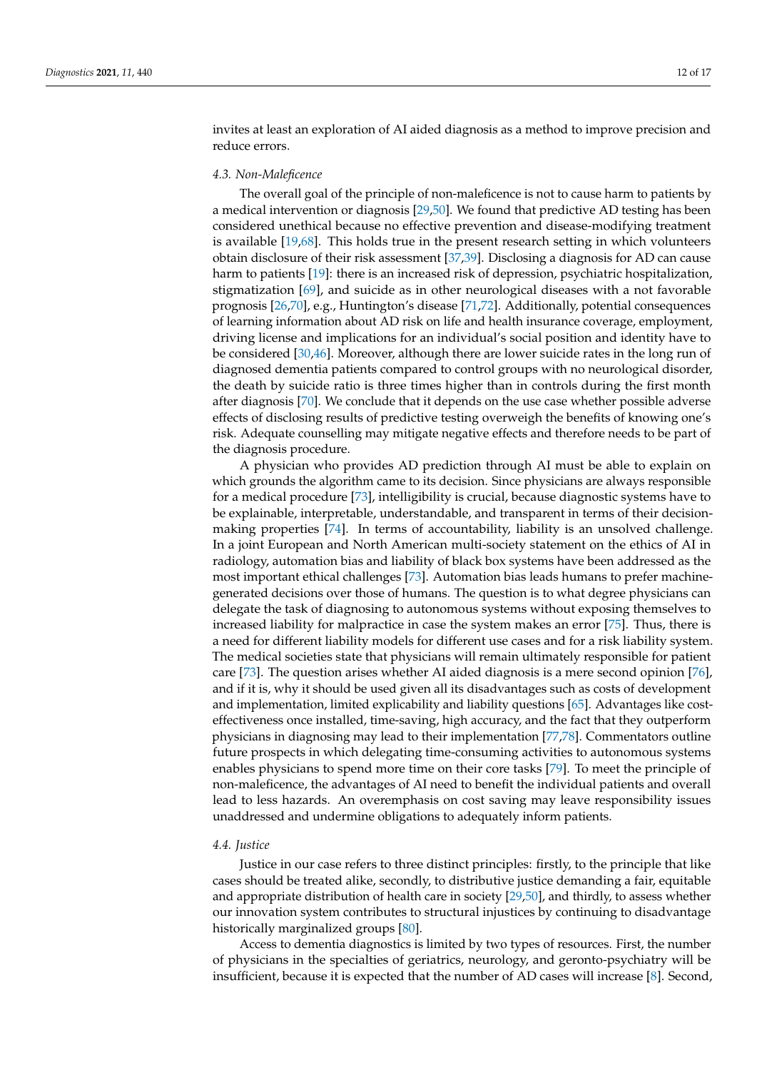invites at least an exploration of AI aided diagnosis as a method to improve precision and reduce errors.

### 4.3. Non-Maleficence

The overall goal of the principle of non-maleficence is not to cause harm to patients by a medical intervention or diagnosis [29,50]. We found that predictive AD testing has been considered unethical because no effective prevention and disease-modifying treatment is available [19,68]. This holds true in the present research setting in which volunteers obtain disclosure of their risk assessment [37,39]. Disclosing a diagnosis for AD can cause harm to patients [19]: there is an increased risk of depression, psychiatric hospitalization, stigmatization [69], and suicide as in other neurological diseases with a not favorable prognosis [26,70], e.g., Huntington's disease [71,72]. Additionally, potential consequences of learning information about AD risk on life and health insurance coverage, employment, driving license and implications for an individual's social position and identity have to be considered [30,46]. Moreover, although there are lower suicide rates in the long run of diagnosed dementia patients compared to control groups with no neurological disorder, the death by suicide ratio is three times higher than in controls during the first month after diagnosis [70]. We conclude that it depends on the use case whether possible adverse effects of disclosing results of predictive testing overweigh the benefits of knowing one's risk. Adequate counselling may mitigate negative effects and therefore needs to be part of the diagnosis procedure.

A physician who provides AD prediction through AI must be able to explain on which grounds the algorithm came to its decision. Since physicians are always responsible for a medical procedure [73], intelligibility is crucial, because diagnostic systems have to be explainable, interpretable, understandable, and transparent in terms of their decision-making properties [74]. In terms of accountability, liability is an unsolved challenge. In a joint European and North American multi-society statement on the ethics of AI in radiology, automation bias and liability of black box systems have been addressed as the most important ethical challenges [73]. Automation bias leads humans to prefer machine-generated decisions over those of humans. The question is to what degree physicians can delegate the task of diagnosing to autonomous systems without exposing themselves to increased liability for malpractice in case the system makes an error [75]. Thus, there is a need for different liability models for different use cases and for a risk liability system. The medical societies state that physicians will remain ultimately responsible for patient care [73]. The question arises whether AI aided diagnosis is a mere second opinion [76], and if it is, why it should be used given all its disadvantages such as costs of development and implementation, limited explicability and liability questions [65]. Advantages like cost-effectiveness once installed, time-saving, high accuracy, and the fact that they outperform physicians in diagnosing may lead to their implementation [77,78]. Commentators outline future prospects in which delegating time-consuming activities to autonomous systems enables physicians to spend more time on their core tasks [79]. To meet the principle of non-maleficence, the advantages of AI need to benefit the individual patients and overall lead to less hazards. An overemphasis on cost saving may leave responsibility issues unaddressed and undermine obligations to adequately inform patients.

### 4.4. Justice

Justice in our case refers to three distinct principles: firstly, to the principle that like cases should be treated alike, secondly, to distributive justice demanding a fair, equitable and appropriate distribution of health care in society [29,50], and thirdly, to assess whether our innovation system contributes to structural injustices by continuing to disadvantage historically marginalized groups [80].

Access to dementia diagnostics is limited by two types of resources. First, the number of physicians in the specialties of geriatrics, neurology, and geronto-psychiatry will be insufficient, because it is expected that the number of AD cases will increase [8]. Second,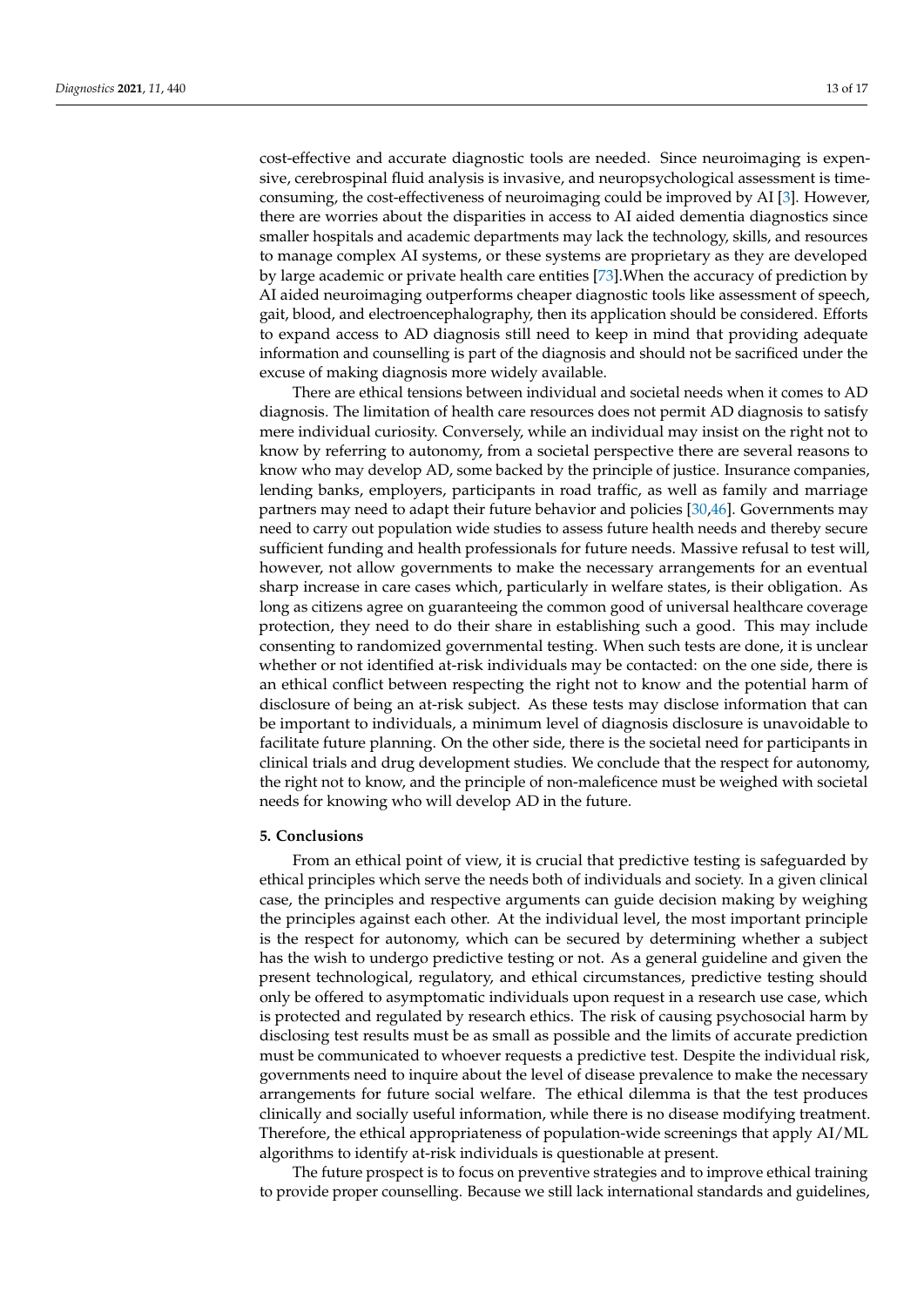cost-effective and accurate diagnostic tools are needed. Since neuroimaging is expensive, cerebrospinal fluid analysis is invasive, and neuropsychological assessment is time-consuming, the cost-effectiveness of neuroimaging could be improved by AI [3]. However, there are worries about the disparities in access to AI aided dementia diagnostics since smaller hospitals and academic departments may lack the technology, skills, and resources to manage complex AI systems, or these systems are proprietary as they are developed by large academic or private health care entities [73].When the accuracy of prediction by AI aided neuroimaging outperforms cheaper diagnostic tools like assessment of speech, gait, blood, and electroencephalography, then its application should be considered. Efforts to expand access to AD diagnosis still need to keep in mind that providing adequate information and counselling is part of the diagnosis and should not be sacrificed under the excuse of making diagnosis more widely available.

There are ethical tensions between individual and societal needs when it comes to AD diagnosis. The limitation of health care resources does not permit AD diagnosis to satisfy mere individual curiosity. Conversely, while an individual may insist on the right not to know by referring to autonomy, from a societal perspective there are several reasons to know who may develop AD, some backed by the principle of justice. Insurance companies, lending banks, employers, participants in road traffic, as well as family and marriage partners may need to adapt their future behavior and policies [30,46]. Governments may need to carry out population wide studies to assess future health needs and thereby secure sufficient funding and health professionals for future needs. Massive refusal to test will, however, not allow governments to make the necessary arrangements for an eventual sharp increase in care cases which, particularly in welfare states, is their obligation. As long as citizens agree on guaranteeing the common good of universal healthcare coverage protection, they need to do their share in establishing such a good. This may include consenting to randomized governmental testing. When such tests are done, it is unclear whether or not identified at-risk individuals may be contacted: on the one side, there is an ethical conflict between respecting the right not to know and the potential harm of disclosure of being an at-risk subject. As these tests may disclose information that can be important to individuals, a minimum level of diagnosis disclosure is unavoidable to facilitate future planning. On the other side, there is the societal need for participants in clinical trials and drug development studies. We conclude that the respect for autonomy, the right not to know, and the principle of non-maleficence must be weighed with societal needs for knowing who will develop AD in the future.

## 5. Conclusions

From an ethical point of view, it is crucial that predictive testing is safeguarded by ethical principles which serve the needs both of individuals and society. In a given clinical case, the principles and respective arguments can guide decision making by weighing the principles against each other. At the individual level, the most important principle is the respect for autonomy, which can be secured by determining whether a subject has the wish to undergo predictive testing or not. As a general guideline and given the present technological, regulatory, and ethical circumstances, predictive testing should only be offered to asymptomatic individuals upon request in a research use case, which is protected and regulated by research ethics. The risk of causing psychosocial harm by disclosing test results must be as small as possible and the limits of accurate prediction must be communicated to whoever requests a predictive test. Despite the individual risk, governments need to inquire about the level of disease prevalence to make the necessary arrangements for future social welfare. The ethical dilemma is that the test produces clinically and socially useful information, while there is no disease modifying treatment. Therefore, the ethical appropriateness of population-wide screenings that apply AI/ML algorithms to identify at-risk individuals is questionable at present.

The future prospect is to focus on preventive strategies and to improve ethical training to provide proper counselling. Because we still lack international standards and guidelines,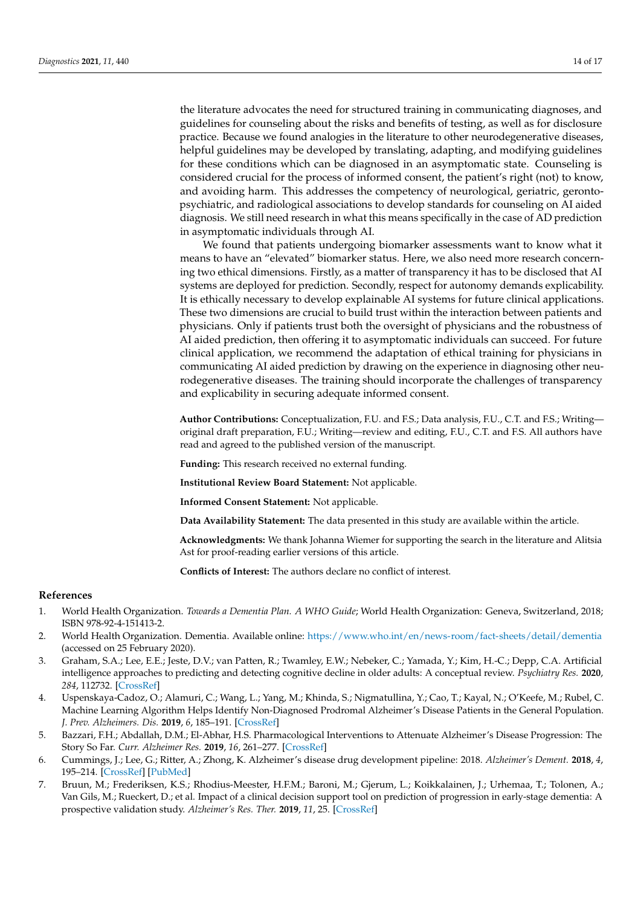the literature advocates the need for structured training in communicating diagnoses, and guidelines for counseling about the risks and benefits of testing, as well as for disclosure practice. Because we found analogies in the literature to other neurodegenerative diseases, helpful guidelines may be developed by translating, adapting, and modifying guidelines for these conditions which can be diagnosed in an asymptomatic state. Counseling is considered crucial for the process of informed consent, the patient's right (not) to know, and avoiding harm. This addresses the competency of neurological, geriatric, geronto-psychiatric, and radiological associations to develop standards for counseling on AI aided diagnosis. We still need research in what this means specifically in the case of AD prediction in asymptomatic individuals through AI.

We found that patients undergoing biomarker assessments want to know what it means to have an "elevated" biomarker status. Here, we also need more research concerning two ethical dimensions. Firstly, as a matter of transparency it has to be disclosed that AI systems are deployed for prediction. Secondly, respect for autonomy demands explicability. It is ethically necessary to develop explainable AI systems for future clinical applications. These two dimensions are crucial to build trust within the interaction between patients and physicians. Only if patients trust both the oversight of physicians and the robustness of AI aided prediction, then offering it to asymptomatic individuals can succeed. For future clinical application, we recommend the adaptation of ethical training for physicians in communicating AI aided prediction by drawing on the experience in diagnosing other neurodegenerative diseases. The training should incorporate the challenges of transparency and explicability in securing adequate informed consent.

**Author Contributions:** Conceptualization, F.U. and F.S.; Data analysis, F.U., C.T. and F.S.; Writing—original draft preparation, F.U.; Writing—review and editing, F.U., C.T. and F.S. All authors have read and agreed to the published version of the manuscript.

**Funding:** This research received no external funding.

**Institutional Review Board Statement:** Not applicable.

**Informed Consent Statement:** Not applicable.

**Data Availability Statement:** The data presented in this study are available within the article.

**Acknowledgments:** We thank Johanna Wiemer for supporting the search in the literature and Alitsia Ast for proof-reading earlier versions of this article.

**Conflicts of Interest:** The authors declare no conflict of interest.

## References

1. World Health Organization. *Towards a Dementia Plan. A WHO Guide*; World Health Organization: Geneva, Switzerland, 2018; ISBN 978-92-4-151413-2.
2. World Health Organization. Dementia. Available online: https://www.who.int/en/news-room/fact-sheets/detail/dementia (accessed on 25 February 2020).
3. Graham, S.A.; Lee, E.E.; Jeste, D.V.; van Patten, R.; Twamley, E.W.; Nebeker, C.; Yamada, Y.; Kim, H.-C.; Depp, C.A. Artificial intelligence approaches to predicting and detecting cognitive decline in older adults: A conceptual review. *Psychiatry Res.* **2020**, *284*, 112732. [CrossRef]
4. Uspenskaya-Cadoz, O.; Alamuri, C.; Wang, L.; Yang, M.; Khinda, S.; Nigmatullina, Y.; Cao, T.; Kayal, N.; O'Keefe, M.; Rubel, C. Machine Learning Algorithm Helps Identify Non-Diagnosed Prodromal Alzheimer's Disease Patients in the General Population. *J. Prev. Alzheimers. Dis.* **2019**, *6*, 185–191. [CrossRef]
5. Bazzari, F.H.; Abdallah, D.M.; El-Abhar, H.S. Pharmacological Interventions to Attenuate Alzheimer's Disease Progression: The Story So Far. *Curr. Alzheimer Res.* **2019**, *16*, 261–277. [CrossRef]
6. Cummings, J.; Lee, G.; Ritter, A.; Zhong, K. Alzheimer's disease drug development pipeline: 2018. *Alzheimer's Dement.* **2018**, *4*, 195–214. [CrossRef] [PubMed]
7. Bruun, M.; Frederiksen, K.S.; Rhodius-Meester, H.F.M.; Baroni, M.; Gjerum, L.; Koikkalainen, J.; Urhemaa, T.; Tolonen, A.; Van Gils, M.; Rueckert, D.; et al. Impact of a clinical decision support tool on prediction of progression in early-stage dementia: A prospective validation study. *Alzheimer's Res. Ther.* **2019**, *11*, 25. [CrossRef]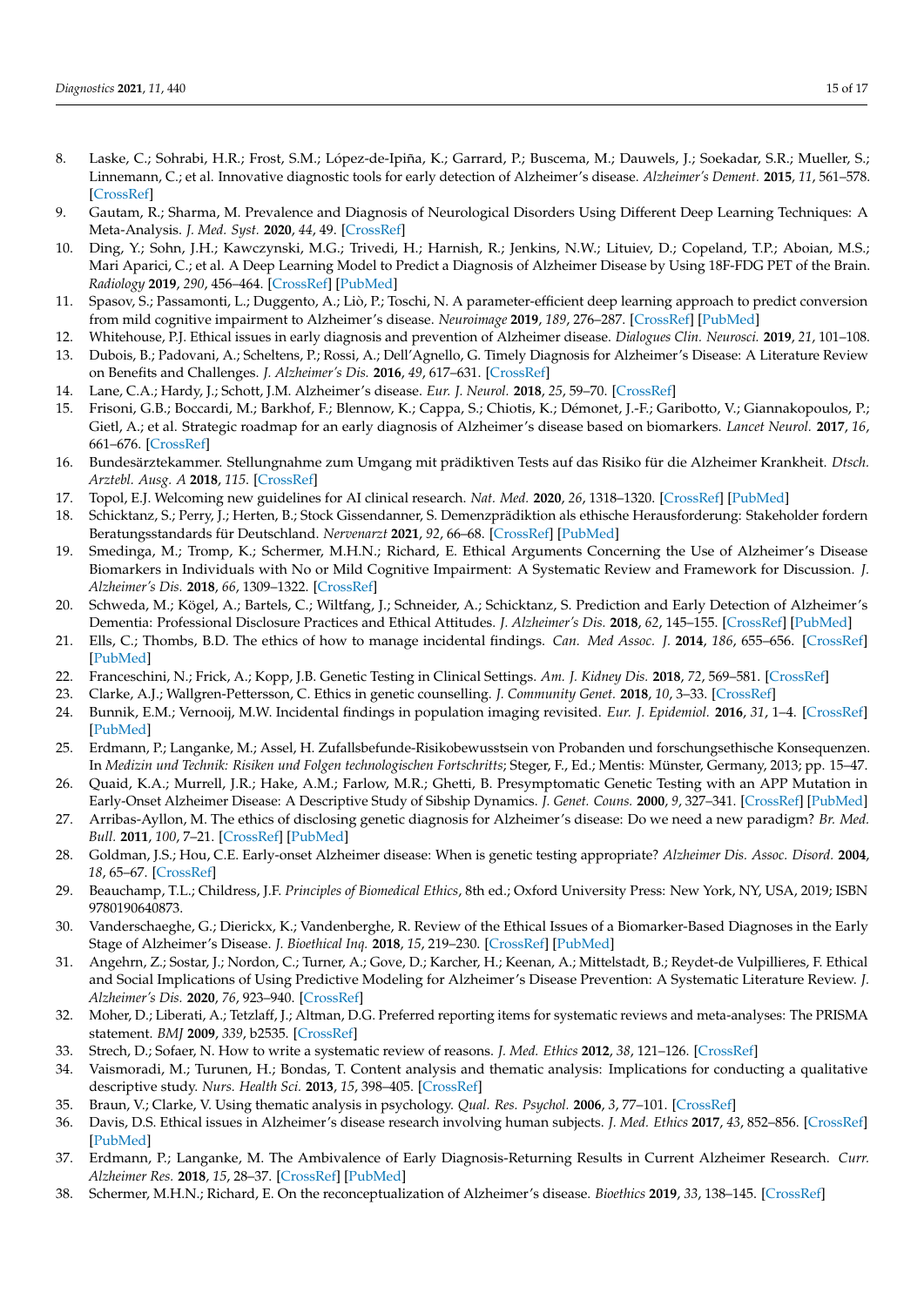8. Laske, C.; Sohrabi, H.R.; Frost, S.M.; López-de-Ipiña, K.; Garrard, P.; Buscema, M.; Dauwels, J.; Soekadar, S.R.; Mueller, S.; Linnemann, C.; et al. Innovative diagnostic tools for early detection of Alzheimer's disease. *Alzheimer's Dement.* **2015**, *11*, 561–578. [CrossRef]
9. Gautam, R.; Sharma, M. Prevalence and Diagnosis of Neurological Disorders Using Different Deep Learning Techniques: A Meta-Analysis. *J. Med. Syst.* **2020**, *44*, 49. [CrossRef]
10. Ding, Y.; Sohn, J.H.; Kawczynski, M.G.; Trivedi, H.; Harnish, R.; Jenkins, N.W.; Lituiev, D.; Copeland, T.P.; Aboian, M.S.; Mari Aparici, C.; et al. A Deep Learning Model to Predict a Diagnosis of Alzheimer Disease by Using 18F-FDG PET of the Brain. *Radiology* **2019**, *290*, 456–464. [CrossRef] [PubMed]
11. Spasov, S.; Passamonti, L.; Duggento, A.; Liò, P.; Toschi, N. A parameter-efficient deep learning approach to predict conversion from mild cognitive impairment to Alzheimer's disease. *Neuroimage* **2019**, *189*, 276–287. [CrossRef] [PubMed]
12. Whitehouse, P.J. Ethical issues in early diagnosis and prevention of Alzheimer disease. *Dialogues Clin. Neurosci.* **2019**, *21*, 101–108.
13. Dubois, B.; Padovani, A.; Scheltens, P.; Rossi, A.; Dell'Agnello, G. Timely Diagnosis for Alzheimer's Disease: A Literature Review on Benefits and Challenges. *J. Alzheimer's Dis.* **2016**, *49*, 617–631. [CrossRef]
14. Lane, C.A.; Hardy, J.; Schott, J.M. Alzheimer's disease. *Eur. J. Neurol.* **2018**, *25*, 59–70. [CrossRef]
15. Frisoni, G.B.; Boccardi, M.; Barkhof, F.; Blennow, K.; Cappa, S.; Chiotis, K.; Démonet, J.-F.; Garibotto, V.; Giannakopoulos, P.; Gietl, A.; et al. Strategic roadmap for an early diagnosis of Alzheimer's disease based on biomarkers. *Lancet Neurol.* **2017**, *16*, 661–676. [CrossRef]
16. Bundesärztekammer. Stellungnahme zum Umgang mit prädiktiven Tests auf das Risiko für die Alzheimer Krankheit. *Dtsch. Arztebl. Ausg. A* **2018**, *115*. [CrossRef]
17. Topol, E.J. Welcoming new guidelines for AI clinical research. *Nat. Med.* **2020**, *26*, 1318–1320. [CrossRef] [PubMed]
18. Schicktanz, S.; Perry, J.; Herten, B.; Stock Gissendanner, S. Demenzprädiktion als ethische Herausforderung: Stakeholder fordern Beratungsstandards für Deutschland. *Nervenarzt* **2021**, *92*, 66–68. [CrossRef] [PubMed]
19. Smedinga, M.; Tromp, K.; Schermer, M.H.N.; Richard, E. Ethical Arguments Concerning the Use of Alzheimer's Disease Biomarkers in Individuals with No or Mild Cognitive Impairment: A Systematic Review and Framework for Discussion. *J. Alzheimer's Dis.* **2018**, *66*, 1309–1322. [CrossRef]
20. Schweda, M.; Kögel, A.; Bartels, C.; Wiltfang, J.; Schneider, A.; Schicktanz, S. Prediction and Early Detection of Alzheimer's Dementia: Professional Disclosure Practices and Ethical Attitudes. *J. Alzheimer's Dis.* **2018**, *62*, 145–155. [CrossRef] [PubMed]
21. Ells, C.; Thombs, B.D. The ethics of how to manage incidental findings. *Can. Med Assoc. J.* **2014**, *186*, 655–656. [CrossRef] [PubMed]
22. Franceschini, N.; Frick, A.; Kopp, J.B. Genetic Testing in Clinical Settings. *Am. J. Kidney Dis.* **2018**, *72*, 569–581. [CrossRef]
23. Clarke, A.J.; Wallgren-Pettersson, C. Ethics in genetic counselling. *J. Community Genet.* **2018**, *10*, 3–33. [CrossRef]
24. Bunnik, E.M.; Vernooij, M.W. Incidental findings in population imaging revisited. *Eur. J. Epidemiol.* **2016**, *31*, 1–4. [CrossRef] [PubMed]
25. Erdmann, P.; Langanke, M.; Assel, H. Zufallsbefunde-Risikobewusstsein von Probanden und forschungsethische Konsequenzen. In *Medizin und Technik: Risiken und Folgen technologischen Fortschritts*; Steger, F., Ed.; Mentis: Münster, Germany, 2013; pp. 15–47.
26. Quaid, K.A.; Murrell, J.R.; Hake, A.M.; Farlow, M.R.; Ghetti, B. Presymptomatic Genetic Testing with an APP Mutation in Early-Onset Alzheimer Disease: A Descriptive Study of Sibship Dynamics. *J. Genet. Couns.* **2000**, *9*, 327–341. [CrossRef] [PubMed]
27. Arribas-Ayllon, M. The ethics of disclosing genetic diagnosis for Alzheimer's disease: Do we need a new paradigm? *Br. Med. Bull.* **2011**, *100*, 7–21. [CrossRef] [PubMed]
28. Goldman, J.S.; Hou, C.E. Early-onset Alzheimer disease: When is genetic testing appropriate? *Alzheimer Dis. Assoc. Disord.* **2004**, *18*, 65–67. [CrossRef]
29. Beauchamp, T.L.; Childress, J.F. *Principles of Biomedical Ethics*, 8th ed.; Oxford University Press: New York, NY, USA, 2019; ISBN 9780190640873.
30. Vanderschaeghe, G.; Dierickx, K.; Vandenberghe, R. Review of the Ethical Issues of a Biomarker-Based Diagnoses in the Early Stage of Alzheimer's Disease. *J. Bioethical Inq.* **2018**, *15*, 219–230. [CrossRef] [PubMed]
31. Angehrn, Z.; Sostar, J.; Nordon, C.; Turner, A.; Gove, D.; Karcher, H.; Keenan, A.; Mittelstadt, B.; Reydet-de Vulpillieres, F. Ethical and Social Implications of Using Predictive Modeling for Alzheimer's Disease Prevention: A Systematic Literature Review. *J. Alzheimer's Dis.* **2020**, *76*, 923–940. [CrossRef]
32. Moher, D.; Liberati, A.; Tetzlaff, J.; Altman, D.G. Preferred reporting items for systematic reviews and meta-analyses: The PRISMA statement. *BMJ* **2009**, *339*, b2535. [CrossRef]
33. Strech, D.; Sofaer, N. How to write a systematic review of reasons. *J. Med. Ethics* **2012**, *38*, 121–126. [CrossRef]
34. Vaismoradi, M.; Turunen, H.; Bondas, T. Content analysis and thematic analysis: Implications for conducting a qualitative descriptive study. *Nurs. Health Sci.* **2013**, *15*, 398–405. [CrossRef]
35. Braun, V.; Clarke, V. Using thematic analysis in psychology. *Qual. Res. Psychol.* **2006**, *3*, 77–101. [CrossRef]
36. Davis, D.S. Ethical issues in Alzheimer's disease research involving human subjects. *J. Med. Ethics* **2017**, *43*, 852–856. [CrossRef] [PubMed]
37. Erdmann, P.; Langanke, M. The Ambivalence of Early Diagnosis-Returning Results in Current Alzheimer Research. *Curr. Alzheimer Res.* **2018**, *15*, 28–37. [CrossRef] [PubMed]
38. Schermer, M.H.N.; Richard, E. On the reconceptualization of Alzheimer's disease. *Bioethics* **2019**, *33*, 138–145. [CrossRef]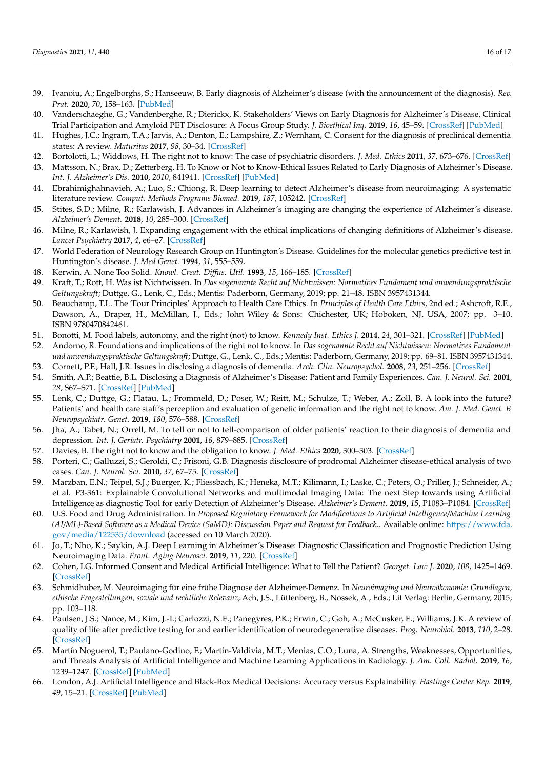39. Ivanoiu, A.; Engelborghs, S.; Hanseeuw, B. Early diagnosis of Alzheimer's disease (with the announcement of the diagnosis). *Rev. Prat.* **2020**, *70*, 158–163. [PubMed]
40. Vanderschaeghe, G.; Vandenberghe, R.; Dierickx, K. Stakeholders' Views on Early Diagnosis for Alzheimer's Disease, Clinical Trial Participation and Amyloid PET Disclosure: A Focus Group Study. *J. Bioethical Inq.* **2019**, *16*, 45–59. [CrossRef] [PubMed]
41. Hughes, J.C.; Ingram, T.A.; Jarvis, A.; Denton, E.; Lampshire, Z.; Wernham, C. Consent for the diagnosis of preclinical dementia states: A review. *Maturitas* **2017**, *98*, 30–34. [CrossRef]
42. Bortolotti, L.; Widdows, H. The right not to know: The case of psychiatric disorders. *J. Med. Ethics* **2011**, *37*, 673–676. [CrossRef]
43. Mattsson, N.; Brax, D.; Zetterberg, H. To Know or Not to Know-Ethical Issues Related to Early Diagnosis of Alzheimer's Disease. *Int. J. Alzheimer's Dis.* **2010**, *2010*, 841941. [CrossRef] [PubMed]
44. Ebrahimighahnavieh, A.; Luo, S.; Chiong, R. Deep learning to detect Alzheimer's disease from neuroimaging: A systematic literature review. *Comput. Methods Programs Biomed.* **2019**, *187*, 105242. [CrossRef]
45. Stites, S.D.; Milne, R.; Karlawish, J. Advances in Alzheimer's imaging are changing the experience of Alzheimer's disease. *Alzheimer's Dement.* **2018**, *10*, 285–300. [CrossRef]
46. Milne, R.; Karlawish, J. Expanding engagement with the ethical implications of changing definitions of Alzheimer's disease. *Lancet Psychiatry* **2017**, *4*, e6–e7. [CrossRef]
47. World Federation of Neurology Research Group on Huntington's Disease. Guidelines for the molecular genetics predictive test in Huntington's disease. *J. Med Genet.* **1994**, *31*, 555–559.
48. Kerwin, A. None Too Solid. *Knowl. Creat. Diffus. Util.* **1993**, *15*, 166–185. [CrossRef]
49. Kraft, T.; Rott, H. Was ist Nichtwissen. In *Das sogenannte Recht auf Nichtwissen: Normatives Fundament und anwendungspraktische Geltungskraft*; Duttge, G., Lenk, C., Eds.; Mentis: Paderborn, Germany, 2019; pp. 21–48. ISBN 3957431344.
50. Beauchamp, T.L. The 'Four Principles' Approach to Health Care Ethics. In *Principles of Health Care Ethics*, 2nd ed.; Ashcroft, R.E., Dawson, A., Draper, H., McMillan, J., Eds.; John Wiley & Sons: Chichester, UK; Hoboken, NJ, USA, 2007; pp. 3–10. ISBN 9780470842461.
51. Bonotti, M. Food labels, autonomy, and the right (not) to know. *Kennedy Inst. Ethics J.* **2014**, *24*, 301–321. [CrossRef] [PubMed]
52. Andorno, R. Foundations and implications of the right not to know. In *Das sogenannte Recht auf Nichtwissen: Normatives Fundament und anwendungspraktische Geltungskraft*; Duttge, G., Lenk, C., Eds.; Mentis: Paderborn, Germany, 2019; pp. 69–81. ISBN 3957431344.
53. Cornett, P.F.; Hall, J.R. Issues in disclosing a diagnosis of dementia. *Arch. Clin. Neuropsychol.* **2008**, *23*, 251–256. [CrossRef]
54. Smith, A.P.; Beattie, B.L. Disclosing a Diagnosis of Alzheimer's Disease: Patient and Family Experiences. *Can. J. Neurol. Sci.* **2001**, *28*, S67–S71. [CrossRef] [PubMed]
55. Lenk, C.; Duttge, G.; Flatau, L.; Frommeld, D.; Poser, W.; Reitt, M.; Schulze, T.; Weber, A.; Zoll, B. A look into the future? Patients' and health care staff's perception and evaluation of genetic information and the right not to know. *Am. J. Med. Genet. B Neuropsychiatr. Genet.* **2019**, *180*, 576–588. [CrossRef]
56. Jha, A.; Tabet, N.; Orrell, M. To tell or not to tell-comparison of older patients' reaction to their diagnosis of dementia and depression. *Int. J. Geriatr. Psychiatry* **2001**, *16*, 879–885. [CrossRef]
57. Davies, B. The right not to know and the obligation to know. *J. Med. Ethics* **2020**, 300–303. [CrossRef]
58. Porteri, C.; Galluzzi, S.; Geroldi, C.; Frisoni, G.B. Diagnosis disclosure of prodromal Alzheimer disease-ethical analysis of two cases. *Can. J. Neurol. Sci.* **2010**, *37*, 67–75. [CrossRef]
59. Marzban, E.N.; Teipel, S.J.; Buerger, K.; Fliessbach, K.; Heneka, M.T.; Kilimann, I.; Laske, C.; Peters, O.; Priller, J.; Schneider, A.; et al. P3-361: Explainable Convolutional Networks and multimodal Imaging Data: The next Step towards using Artificial Intelligence as diagnostic Tool for early Detection of Alzheimer's Disease. *Alzheimer's Dement.* **2019**, *15*, P1083–P1084. [CrossRef]
60. U.S. Food and Drug Administration. In *Proposed Regulatory Framework for Modifications to Artificial Intelligence/Machine Learning (AI/ML)-Based Software as a Medical Device (SaMD): Discussion Paper and Request for Feedback.*. Available online: https://www.fda.gov/media/122535/download (accessed on 10 March 2020).
61. Jo, T.; Nho, K.; Saykin, A.J. Deep Learning in Alzheimer's Disease: Diagnostic Classification and Prognostic Prediction Using Neuroimaging Data. *Front. Aging Neurosci.* **2019**, *11*, 220. [CrossRef]
62. Cohen, I.G. Informed Consent and Medical Artificial Intelligence: What to Tell the Patient? *Georget. Law J.* **2020**, *108*, 1425–1469. [CrossRef]
63. Schmidhuber, M. Neuroimaging für eine frühe Diagnose der Alzheimer-Demenz. In *Neuroimaging und Neuroökonomie: Grundlagen, ethische Fragestellungen, soziale und rechtliche Relevanz*; Ach, J.S., Lüttenberg, B., Nossek, A., Eds.; Lit Verlag: Berlin, Germany, 2015; pp. 103–118.
64. Paulsen, J.S.; Nance, M.; Kim, J.-I.; Carlozzi, N.E.; Panegyres, P.K.; Erwin, C.; Goh, A.; McCusker, E.; Williams, J.K. A review of quality of life after predictive testing for and earlier identification of neurodegenerative diseases. *Prog. Neurobiol.* **2013**, *110*, 2–28. [CrossRef]
65. Martín Noguerol, T.; Paulano-Godino, F.; Martín-Valdivia, M.T.; Menias, C.O.; Luna, A. Strengths, Weaknesses, Opportunities, and Threats Analysis of Artificial Intelligence and Machine Learning Applications in Radiology. *J. Am. Coll. Radiol.* **2019**, *16*, 1239–1247. [CrossRef] [PubMed]
66. London, A.J. Artificial Intelligence and Black-Box Medical Decisions: Accuracy versus Explainability. *Hastings Center Rep.* **2019**, *49*, 15–21. [CrossRef] [PubMed]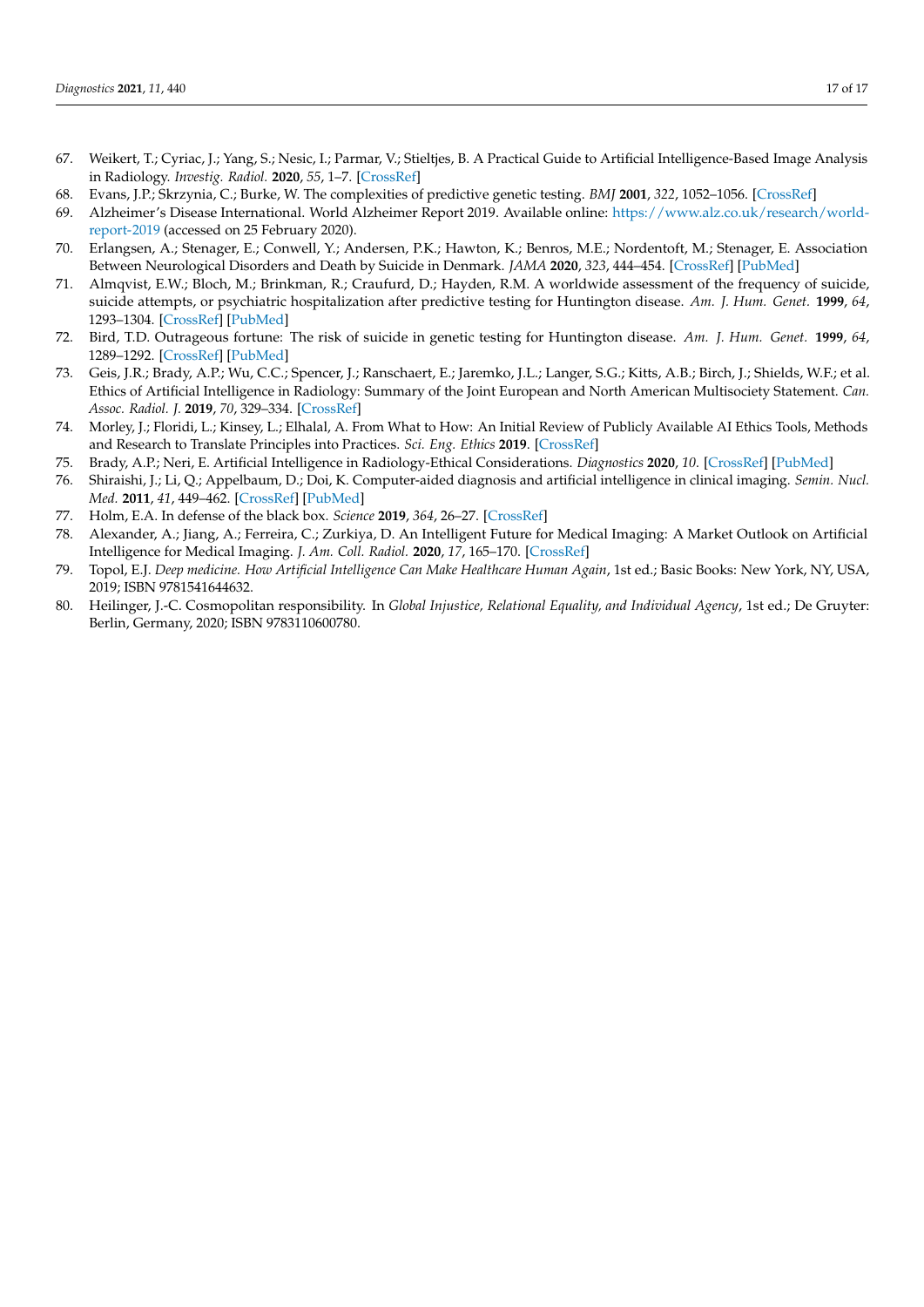67. Weikert, T.; Cyriac, J.; Yang, S.; Nesic, I.; Parmar, V.; Stieltjes, B. A Practical Guide to Artificial Intelligence-Based Image Analysis in Radiology. *Investig. Radiol.* **2020**, *55*, 1–7. [CrossRef]
68. Evans, J.P.; Skrzynia, C.; Burke, W. The complexities of predictive genetic testing. *BMJ* **2001**, *322*, 1052–1056. [CrossRef]
69. Alzheimer's Disease International. World Alzheimer Report 2019. Available online: https://www.alz.co.uk/research/world-report-2019 (accessed on 25 February 2020).
70. Erlangsen, A.; Stenager, E.; Conwell, Y.; Andersen, P.K.; Hawton, K.; Benros, M.E.; Nordentoft, M.; Stenager, E. Association Between Neurological Disorders and Death by Suicide in Denmark. *JAMA* **2020**, *323*, 444–454. [CrossRef] [PubMed]
71. Almqvist, E.W.; Bloch, M.; Brinkman, R.; Craufurd, D.; Hayden, R.M. A worldwide assessment of the frequency of suicide, suicide attempts, or psychiatric hospitalization after predictive testing for Huntington disease. *Am. J. Hum. Genet.* **1999**, *64*, 1293–1304. [CrossRef] [PubMed]
72. Bird, T.D. Outrageous fortune: The risk of suicide in genetic testing for Huntington disease. *Am. J. Hum. Genet.* **1999**, *64*, 1289–1292. [CrossRef] [PubMed]
73. Geis, J.R.; Brady, A.P.; Wu, C.C.; Spencer, J.; Ranschaert, E.; Jaremko, J.L.; Langer, S.G.; Kitts, A.B.; Birch, J.; Shields, W.F.; et al. Ethics of Artificial Intelligence in Radiology: Summary of the Joint European and North American Multisociety Statement. *Can. Assoc. Radiol. J.* **2019**, *70*, 329–334. [CrossRef]
74. Morley, J.; Floridi, L.; Kinsey, L.; Elhalal, A. From What to How: An Initial Review of Publicly Available AI Ethics Tools, Methods and Research to Translate Principles into Practices. *Sci. Eng. Ethics* **2019**. [CrossRef]
75. Brady, A.P.; Neri, E. Artificial Intelligence in Radiology-Ethical Considerations. *Diagnostics* **2020**, *10*. [CrossRef] [PubMed]
76. Shiraishi, J.; Li, Q.; Appelbaum, D.; Doi, K. Computer-aided diagnosis and artificial intelligence in clinical imaging. *Semin. Nucl. Med.* **2011**, *41*, 449–462. [CrossRef] [PubMed]
77. Holm, E.A. In defense of the black box. *Science* **2019**, *364*, 26–27. [CrossRef]
78. Alexander, A.; Jiang, A.; Ferreira, C.; Zurkiya, D. An Intelligent Future for Medical Imaging: A Market Outlook on Artificial Intelligence for Medical Imaging. *J. Am. Coll. Radiol.* **2020**, *17*, 165–170. [CrossRef]
79. Topol, E.J. *Deep medicine. How Artificial Intelligence Can Make Healthcare Human Again*, 1st ed.; Basic Books: New York, NY, USA, 2019; ISBN 9781541644632.
80. Heilinger, J.-C. Cosmopolitan responsibility. In *Global Injustice, Relational Equality, and Individual Agency*, 1st ed.; De Gruyter: Berlin, Germany, 2020; ISBN 9783110600780.